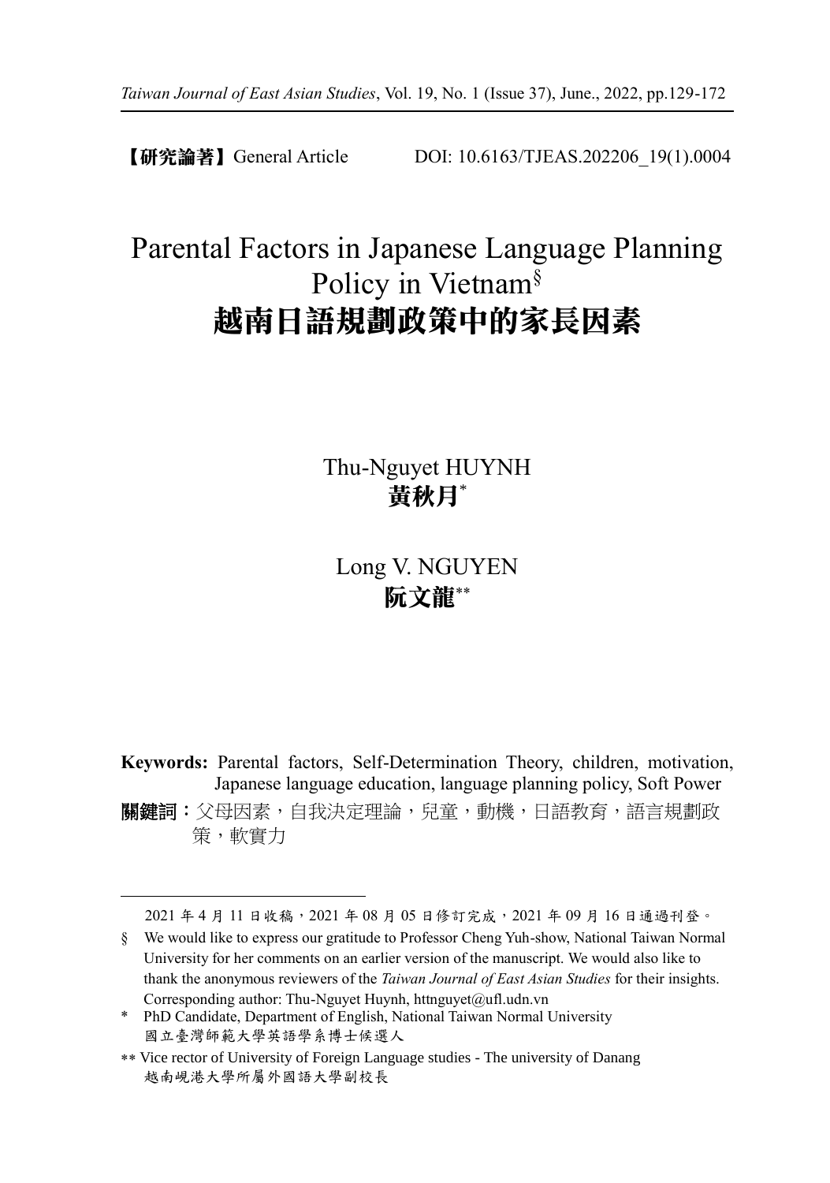【研究論著】General Article DOI: 10.6163/TJEAS.202206_19(1).0004

# Parental Factors in Japanese Language Planning Policy in Vietnam[§]

# 越南日語規劃政策中的家長因素

Thu-Nguyet HUYNH
**黃秋月**[*]

Long V. NGUYEN
**阮文龍**[**]

**Keywords:** Parental factors, Self-Determination Theory, children, motivation, Japanese language education, language planning policy, Soft Power

**關鍵詞**：父母因素，自我決定理論，兒童，動機，日語教育，語言規劃政策，軟實力

---

2021 年 4 月 11 日收稿，2021 年 08 月 05 日修訂完成，2021 年 09 月 16 日通過刊登。

§ We would like to express our gratitude to Professor Cheng Yuh-show, National Taiwan Normal University for her comments on an earlier version of the manuscript. We would also like to thank the anonymous reviewers of the *Taiwan Journal of East Asian Studies* for their insights. Corresponding author: Thu-Nguyet Huynh, httnguyet@ufl.udn.vn

\* PhD Candidate, Department of English, National Taiwan Normal University
國立臺灣師範大學英語學系博士候選人

\*\* Vice rector of University of Foreign Language studies - The university of Danang
越南峴港大學所屬外國語大學副校長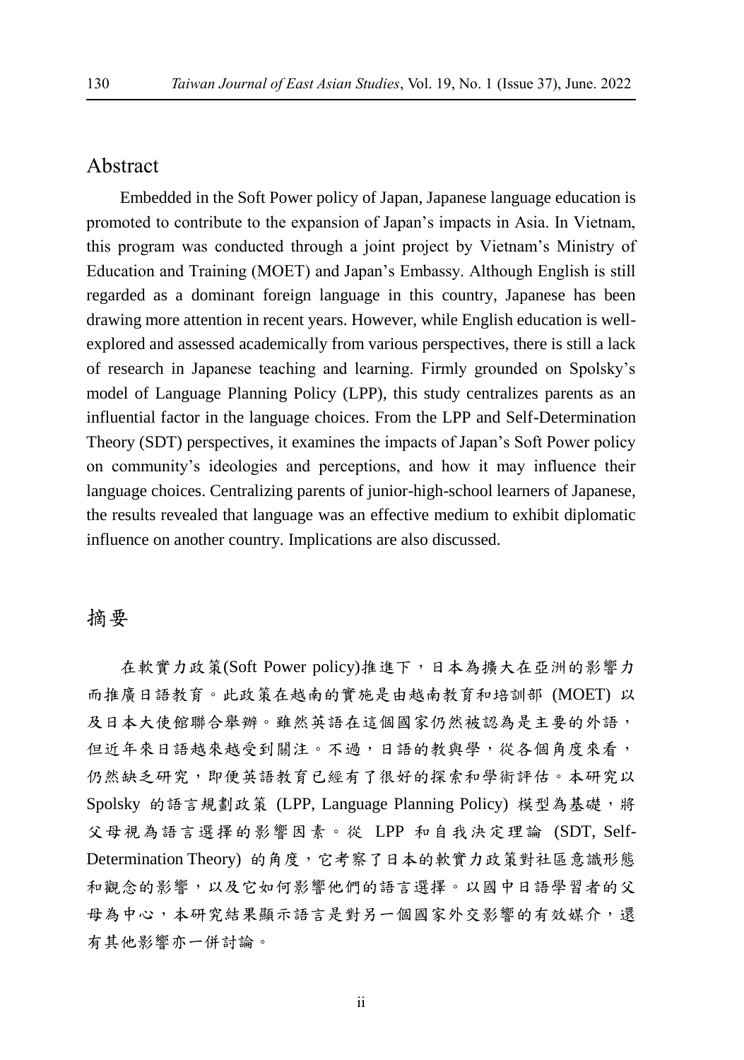## Abstract

Embedded in the Soft Power policy of Japan, Japanese language education is promoted to contribute to the expansion of Japan's impacts in Asia. In Vietnam, this program was conducted through a joint project by Vietnam's Ministry of Education and Training (MOET) and Japan's Embassy. Although English is still regarded as a dominant foreign language in this country, Japanese has been drawing more attention in recent years. However, while English education is well-explored and assessed academically from various perspectives, there is still a lack of research in Japanese teaching and learning. Firmly grounded on Spolsky's model of Language Planning Policy (LPP), this study centralizes parents as an influential factor in the language choices. From the LPP and Self-Determination Theory (SDT) perspectives, it examines the impacts of Japan's Soft Power policy on community's ideologies and perceptions, and how it may influence their language choices. Centralizing parents of junior-high-school learners of Japanese, the results revealed that language was an effective medium to exhibit diplomatic influence on another country. Implications are also discussed.

## 摘要

在軟實力政策(Soft Power policy)推進下，日本為擴大在亞洲的影響力而推廣日語教育。此政策在越南的實施是由越南教育和培訓部 (MOET) 以及日本大使館聯合舉辦。雖然英語在這個國家仍然被認為是主要的外語，但近年來日語越來越受到關注。不過，日語的教與學，從各個角度來看，仍然缺乏研究，即便英語教育已經有了很好的探索和學術評估。本研究以 Spolsky 的語言規劃政策 (LPP, Language Planning Policy) 模型為基礎，將父母視為語言選擇的影響因素。從 LPP 和自我決定理論 (SDT, Self-Determination Theory) 的角度，它考察了日本的軟實力政策對社區意識形態和觀念的影響，以及它如何影響他們的語言選擇。以國中日語學習者的父母為中心，本研究結果顯示語言是對另一個國家外交影響的有效媒介，還有其他影響亦一併討論。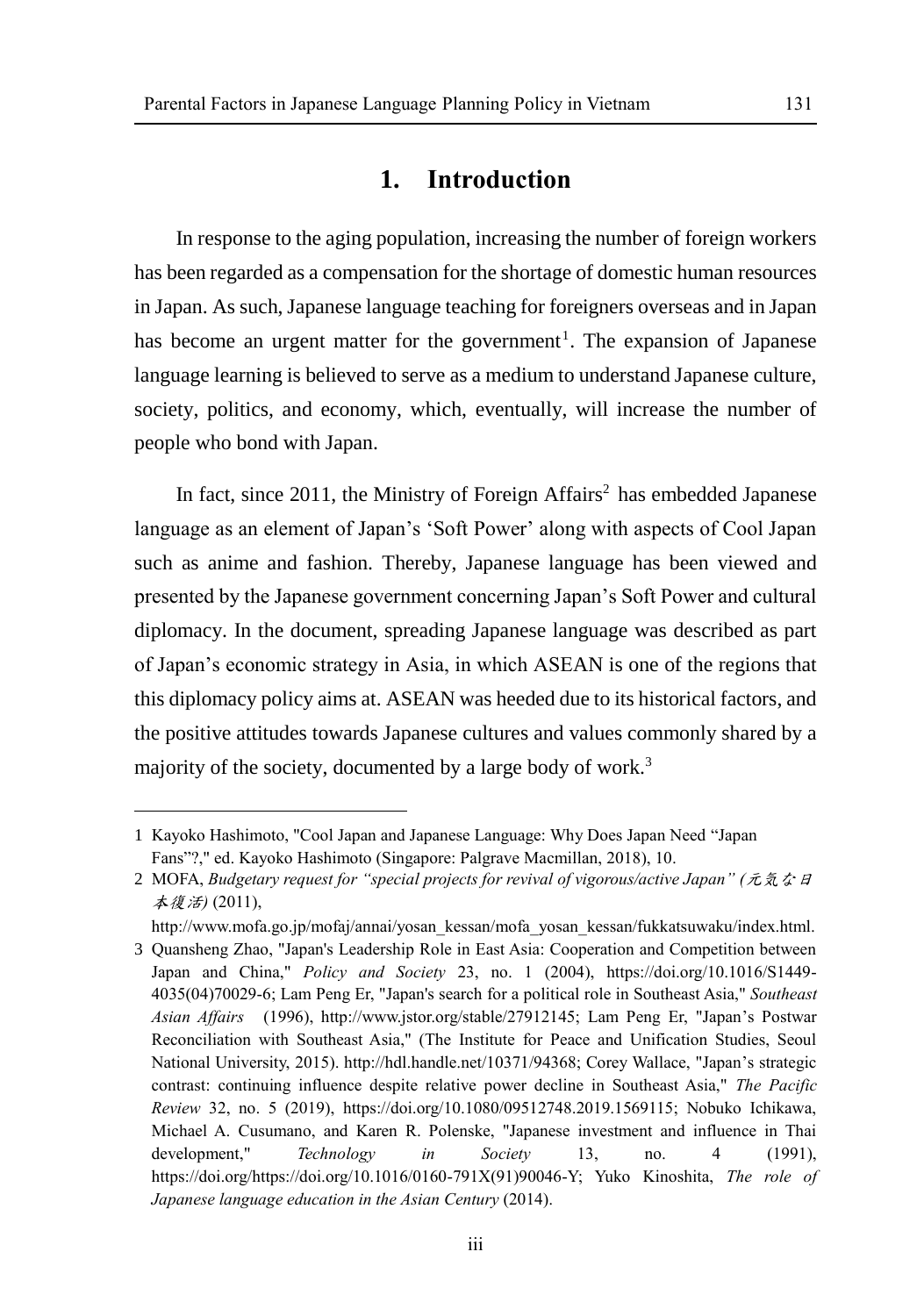# 1. Introduction

In response to the aging population, increasing the number of foreign workers has been regarded as a compensation for the shortage of domestic human resources in Japan. As such, Japanese language teaching for foreigners overseas and in Japan has become an urgent matter for the government[1]. The expansion of Japanese language learning is believed to serve as a medium to understand Japanese culture, society, politics, and economy, which, eventually, will increase the number of people who bond with Japan.

In fact, since 2011, the Ministry of Foreign Affairs[2] has embedded Japanese language as an element of Japan's 'Soft Power' along with aspects of Cool Japan such as anime and fashion. Thereby, Japanese language has been viewed and presented by the Japanese government concerning Japan's Soft Power and cultural diplomacy. In the document, spreading Japanese language was described as part of Japan's economic strategy in Asia, in which ASEAN is one of the regions that this diplomacy policy aims at. ASEAN was heeded due to its historical factors, and the positive attitudes towards Japanese cultures and values commonly shared by a majority of the society, documented by a large body of work.[3]

---

1 Kayoko Hashimoto, "Cool Japan and Japanese Language: Why Does Japan Need "Japan Fans"?," ed. Kayoko Hashimoto (Singapore: Palgrave Macmillan, 2018), 10.

2 MOFA, *Budgetary request for "special projects for revival of vigorous/active Japan" (元気な日本復活)* (2011), http://www.mofa.go.jp/mofaj/annai/yosan_kessan/mofa_yosan_kessan/fukkatsuwaku/index.html.

3 Quansheng Zhao, "Japan's Leadership Role in East Asia: Cooperation and Competition between Japan and China," *Policy and Society* 23, no. 1 (2004), https://doi.org/10.1016/S1449-4035(04)70029-6; Lam Peng Er, "Japan's search for a political role in Southeast Asia," *Southeast Asian Affairs* (1996), http://www.jstor.org/stable/27912145; Lam Peng Er, "Japan's Postwar Reconciliation with Southeast Asia," (The Institute for Peace and Unification Studies, Seoul National University, 2015). http://hdl.handle.net/10371/94368; Corey Wallace, "Japan's strategic contrast: continuing influence despite relative power decline in Southeast Asia," *The Pacific Review* 32, no. 5 (2019), https://doi.org/10.1080/09512748.2019.1569115; Nobuko Ichikawa, Michael A. Cusumano, and Karen R. Polenske, "Japanese investment and influence in Thai development," *Technology in Society* 13, no. 4 (1991), https://doi.org/https://doi.org/10.1016/0160-791X(91)90046-Y; Yuko Kinoshita, *The role of Japanese language education in the Asian Century* (2014).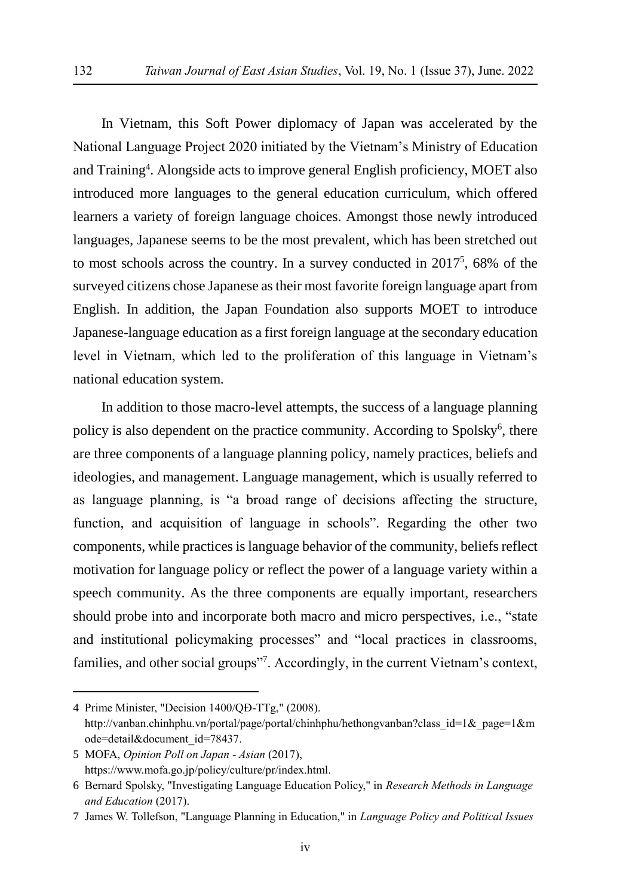In Vietnam, this Soft Power diplomacy of Japan was accelerated by the National Language Project 2020 initiated by the Vietnam's Ministry of Education and Training[4]. Alongside acts to improve general English proficiency, MOET also introduced more languages to the general education curriculum, which offered learners a variety of foreign language choices. Amongst those newly introduced languages, Japanese seems to be the most prevalent, which has been stretched out to most schools across the country. In a survey conducted in 2017[5], 68% of the surveyed citizens chose Japanese as their most favorite foreign language apart from English. In addition, the Japan Foundation also supports MOET to introduce Japanese-language education as a first foreign language at the secondary education level in Vietnam, which led to the proliferation of this language in Vietnam's national education system.

In addition to those macro-level attempts, the success of a language planning policy is also dependent on the practice community. According to Spolsky[6], there are three components of a language planning policy, namely practices, beliefs and ideologies, and management. Language management, which is usually referred to as language planning, is "a broad range of decisions affecting the structure, function, and acquisition of language in schools". Regarding the other two components, while practices is language behavior of the community, beliefs reflect motivation for language policy or reflect the power of a language variety within a speech community. As the three components are equally important, researchers should probe into and incorporate both macro and micro perspectives, i.e., "state and institutional policymaking processes" and "local practices in classrooms, families, and other social groups"[7]. Accordingly, in the current Vietnam's context,

4 Prime Minister, "Decision 1400/QĐ-TTg," (2008). http://vanban.chinhphu.vn/portal/page/portal/chinhphu/hethongvanban?class_id=1&_page=1&mode=detail&document_id=78437.

5 MOFA, *Opinion Poll on Japan - Asian* (2017), https://www.mofa.go.jp/policy/culture/pr/index.html.

6 Bernard Spolsky, "Investigating Language Education Policy," in *Research Methods in Language and Education* (2017).

7 James W. Tollefson, "Language Planning in Education," in *Language Policy and Political Issues*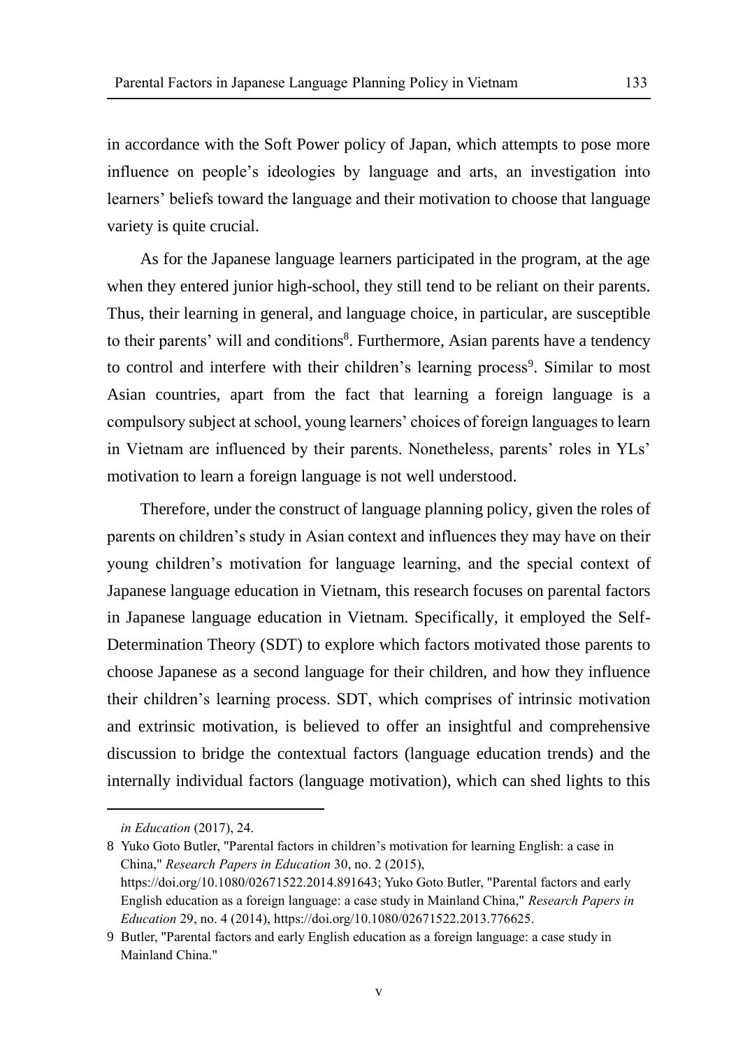in accordance with the Soft Power policy of Japan, which attempts to pose more influence on people's ideologies by language and arts, an investigation into learners' beliefs toward the language and their motivation to choose that language variety is quite crucial.

As for the Japanese language learners participated in the program, at the age when they entered junior high-school, they still tend to be reliant on their parents. Thus, their learning in general, and language choice, in particular, are susceptible to their parents' will and conditions[8]. Furthermore, Asian parents have a tendency to control and interfere with their children's learning process[9]. Similar to most Asian countries, apart from the fact that learning a foreign language is a compulsory subject at school, young learners' choices of foreign languages to learn in Vietnam are influenced by their parents. Nonetheless, parents' roles in YLs' motivation to learn a foreign language is not well understood.

Therefore, under the construct of language planning policy, given the roles of parents on children's study in Asian context and influences they may have on their young children's motivation for language learning, and the special context of Japanese language education in Vietnam, this research focuses on parental factors in Japanese language education in Vietnam. Specifically, it employed the Self-Determination Theory (SDT) to explore which factors motivated those parents to choose Japanese as a second language for their children, and how they influence their children's learning process. SDT, which comprises of intrinsic motivation and extrinsic motivation, is believed to offer an insightful and comprehensive discussion to bridge the contextual factors (language education trends) and the internally individual factors (language motivation), which can shed lights to this

---

*in Education* (2017), 24.

8 Yuko Goto Butler, "Parental factors in children's motivation for learning English: a case in China," *Research Papers in Education* 30, no. 2 (2015), https://doi.org/10.1080/02671522.2014.891643; Yuko Goto Butler, "Parental factors and early English education as a foreign language: a case study in Mainland China," *Research Papers in Education* 29, no. 4 (2014), https://doi.org/10.1080/02671522.2013.776625.

9 Butler, "Parental factors and early English education as a foreign language: a case study in Mainland China."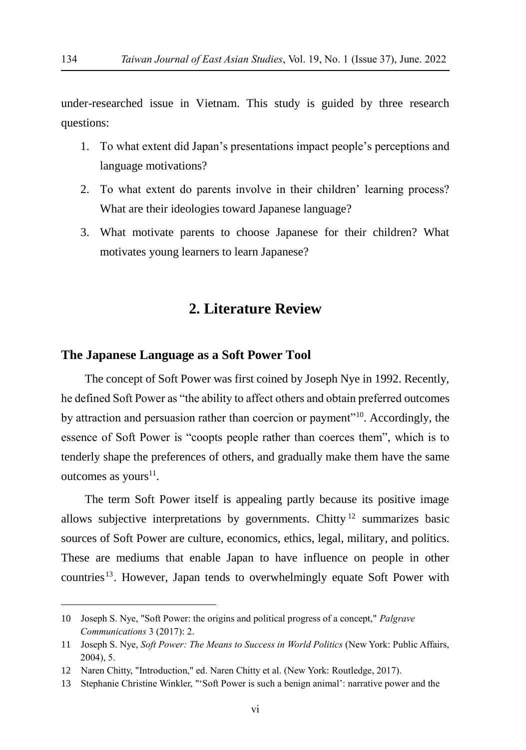under-researched issue in Vietnam. This study is guided by three research questions:

1. To what extent did Japan's presentations impact people's perceptions and language motivations?
2. To what extent do parents involve in their children' learning process? What are their ideologies toward Japanese language?
3. What motivate parents to choose Japanese for their children? What motivates young learners to learn Japanese?

## 2. Literature Review

### The Japanese Language as a Soft Power Tool

The concept of Soft Power was first coined by Joseph Nye in 1992. Recently, he defined Soft Power as "the ability to affect others and obtain preferred outcomes by attraction and persuasion rather than coercion or payment"[10]. Accordingly, the essence of Soft Power is "coopts people rather than coerces them", which is to tenderly shape the preferences of others, and gradually make them have the same outcomes as yours[11].

The term Soft Power itself is appealing partly because its positive image allows subjective interpretations by governments. Chitty[12] summarizes basic sources of Soft Power are culture, economics, ethics, legal, military, and politics. These are mediums that enable Japan to have influence on people in other countries[13]. However, Japan tends to overwhelmingly equate Soft Power with

---

10 Joseph S. Nye, "Soft Power: the origins and political progress of a concept," *Palgrave Communications* 3 (2017): 2.

11 Joseph S. Nye, *Soft Power: The Means to Success in World Politics* (New York: Public Affairs, 2004), 5.

12 Naren Chitty, "Introduction," ed. Naren Chitty et al. (New York: Routledge, 2017).

13 Stephanie Christine Winkler, "'Soft Power is such a benign animal': narrative power and the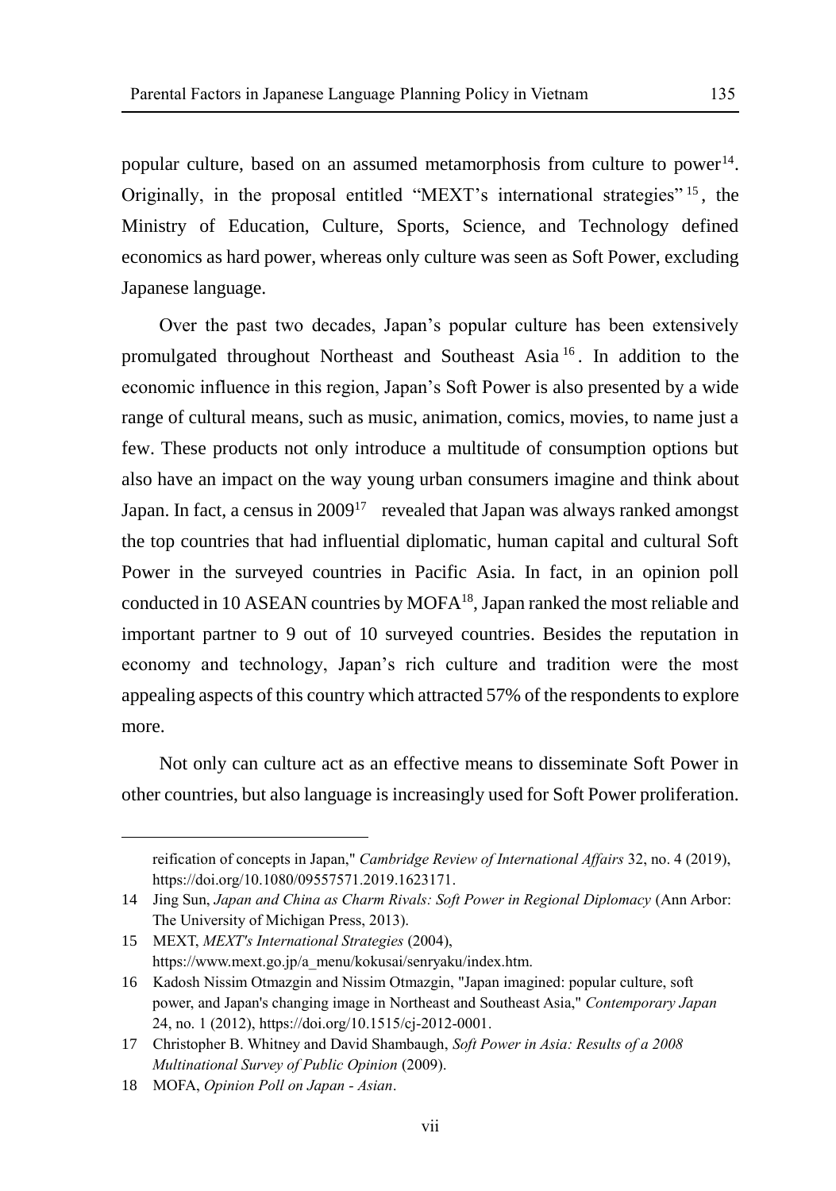popular culture, based on an assumed metamorphosis from culture to power[14]. Originally, in the proposal entitled "MEXT's international strategies"[15], the Ministry of Education, Culture, Sports, Science, and Technology defined economics as hard power, whereas only culture was seen as Soft Power, excluding Japanese language.

Over the past two decades, Japan's popular culture has been extensively promulgated throughout Northeast and Southeast Asia[16]. In addition to the economic influence in this region, Japan's Soft Power is also presented by a wide range of cultural means, such as music, animation, comics, movies, to name just a few. These products not only introduce a multitude of consumption options but also have an impact on the way young urban consumers imagine and think about Japan. In fact, a census in 2009[17] revealed that Japan was always ranked amongst the top countries that had influential diplomatic, human capital and cultural Soft Power in the surveyed countries in Pacific Asia. In fact, in an opinion poll conducted in 10 ASEAN countries by MOFA[18], Japan ranked the most reliable and important partner to 9 out of 10 surveyed countries. Besides the reputation in economy and technology, Japan's rich culture and tradition were the most appealing aspects of this country which attracted 57% of the respondents to explore more.

Not only can culture act as an effective means to disseminate Soft Power in other countries, but also language is increasingly used for Soft Power proliferation.

---

reification of concepts in Japan," *Cambridge Review of International Affairs* 32, no. 4 (2019), https://doi.org/10.1080/09557571.2019.1623171.

14 Jing Sun, *Japan and China as Charm Rivals: Soft Power in Regional Diplomacy* (Ann Arbor: The University of Michigan Press, 2013).

15 MEXT, *MEXT's International Strategies* (2004), https://www.mext.go.jp/a_menu/kokusai/senryaku/index.htm.

16 Kadosh Nissim Otmazgin and Nissim Otmazgin, "Japan imagined: popular culture, soft power, and Japan's changing image in Northeast and Southeast Asia," *Contemporary Japan* 24, no. 1 (2012), https://doi.org/10.1515/cj-2012-0001.

17 Christopher B. Whitney and David Shambaugh, *Soft Power in Asia: Results of a 2008 Multinational Survey of Public Opinion* (2009).

18 MOFA, *Opinion Poll on Japan - Asian*.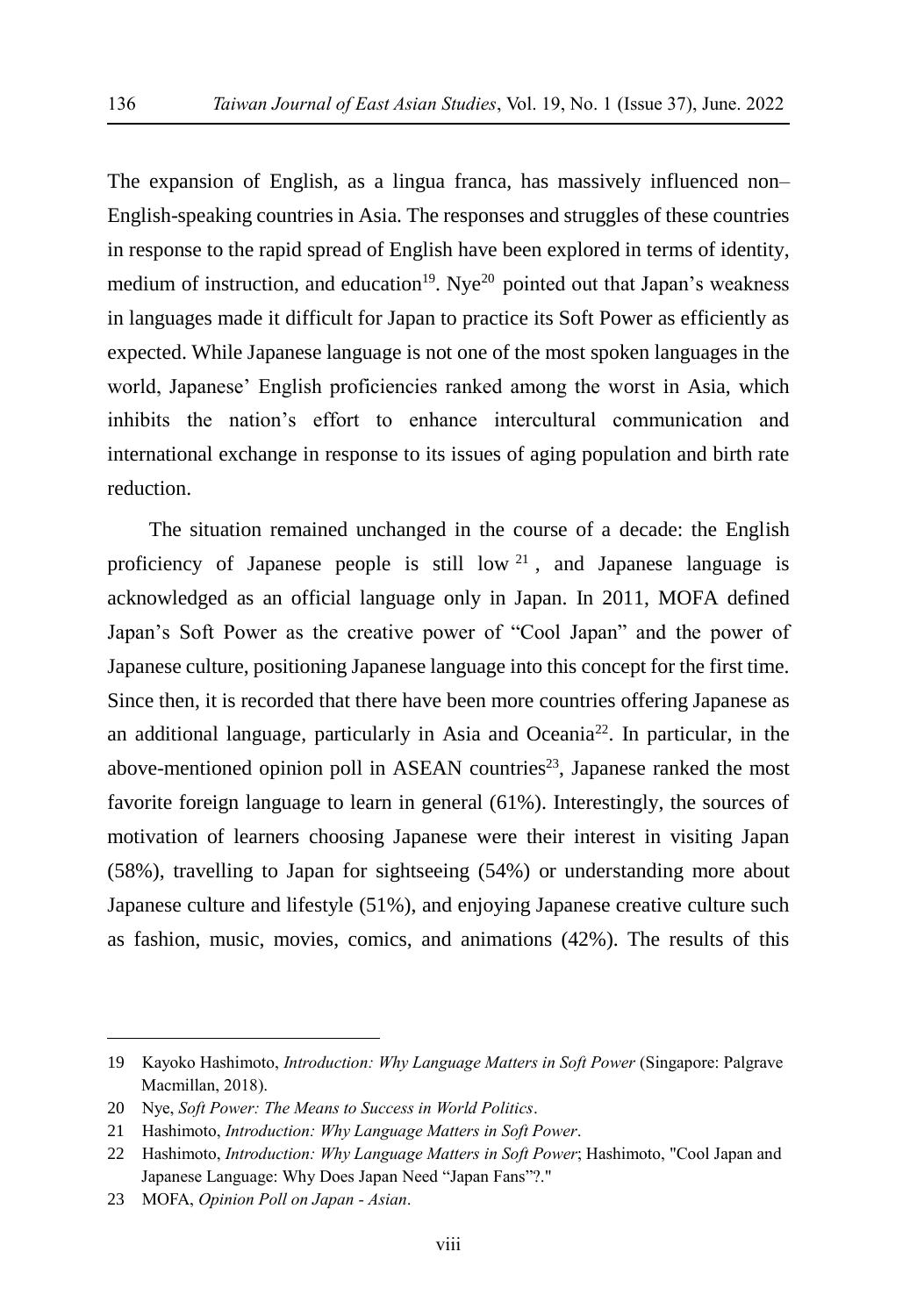The expansion of English, as a lingua franca, has massively influenced non–English-speaking countries in Asia. The responses and struggles of these countries in response to the rapid spread of English have been explored in terms of identity, medium of instruction, and education[19]. Nye[20] pointed out that Japan's weakness in languages made it difficult for Japan to practice its Soft Power as efficiently as expected. While Japanese language is not one of the most spoken languages in the world, Japanese' English proficiencies ranked among the worst in Asia, which inhibits the nation's effort to enhance intercultural communication and international exchange in response to its issues of aging population and birth rate reduction.

The situation remained unchanged in the course of a decade: the English proficiency of Japanese people is still low[21], and Japanese language is acknowledged as an official language only in Japan. In 2011, MOFA defined Japan's Soft Power as the creative power of "Cool Japan" and the power of Japanese culture, positioning Japanese language into this concept for the first time. Since then, it is recorded that there have been more countries offering Japanese as an additional language, particularly in Asia and Oceania[22]. In particular, in the above-mentioned opinion poll in ASEAN countries[23], Japanese ranked the most favorite foreign language to learn in general (61%). Interestingly, the sources of motivation of learners choosing Japanese were their interest in visiting Japan (58%), travelling to Japan for sightseeing (54%) or understanding more about Japanese culture and lifestyle (51%), and enjoying Japanese creative culture such as fashion, music, movies, comics, and animations (42%). The results of this

---

19 Kayoko Hashimoto, *Introduction: Why Language Matters in Soft Power* (Singapore: Palgrave Macmillan, 2018).

20 Nye, *Soft Power: The Means to Success in World Politics*.

21 Hashimoto, *Introduction: Why Language Matters in Soft Power*.

22 Hashimoto, *Introduction: Why Language Matters in Soft Power*; Hashimoto, "Cool Japan and Japanese Language: Why Does Japan Need "Japan Fans"?."

23 MOFA, *Opinion Poll on Japan - Asian*.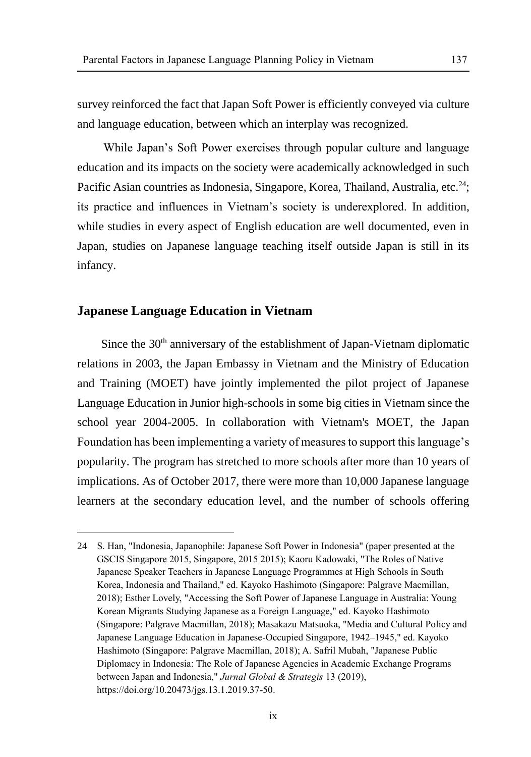survey reinforced the fact that Japan Soft Power is efficiently conveyed via culture and language education, between which an interplay was recognized.

While Japan's Soft Power exercises through popular culture and language education and its impacts on the society were academically acknowledged in such Pacific Asian countries as Indonesia, Singapore, Korea, Thailand, Australia, etc.[24]; its practice and influences in Vietnam's society is underexplored. In addition, while studies in every aspect of English education are well documented, even in Japan, studies on Japanese language teaching itself outside Japan is still in its infancy.

## Japanese Language Education in Vietnam

Since the 30th anniversary of the establishment of Japan-Vietnam diplomatic relations in 2003, the Japan Embassy in Vietnam and the Ministry of Education and Training (MOET) have jointly implemented the pilot project of Japanese Language Education in Junior high-schools in some big cities in Vietnam since the school year 2004-2005. In collaboration with Vietnam's MOET, the Japan Foundation has been implementing a variety of measures to support this language's popularity. The program has stretched to more schools after more than 10 years of implications. As of October 2017, there were more than 10,000 Japanese language learners at the secondary education level, and the number of schools offering

---

24 S. Han, "Indonesia, Japanophile: Japanese Soft Power in Indonesia" (paper presented at the GSCIS Singapore 2015, Singapore, 2015 2015); Kaoru Kadowaki, "The Roles of Native Japanese Speaker Teachers in Japanese Language Programmes at High Schools in South Korea, Indonesia and Thailand," ed. Kayoko Hashimoto (Singapore: Palgrave Macmillan, 2018); Esther Lovely, "Accessing the Soft Power of Japanese Language in Australia: Young Korean Migrants Studying Japanese as a Foreign Language," ed. Kayoko Hashimoto (Singapore: Palgrave Macmillan, 2018); Masakazu Matsuoka, "Media and Cultural Policy and Japanese Language Education in Japanese-Occupied Singapore, 1942–1945," ed. Kayoko Hashimoto (Singapore: Palgrave Macmillan, 2018); A. Safril Mubah, "Japanese Public Diplomacy in Indonesia: The Role of Japanese Agencies in Academic Exchange Programs between Japan and Indonesia," *Jurnal Global & Strategis* 13 (2019), https://doi.org/10.20473/jgs.13.1.2019.37-50.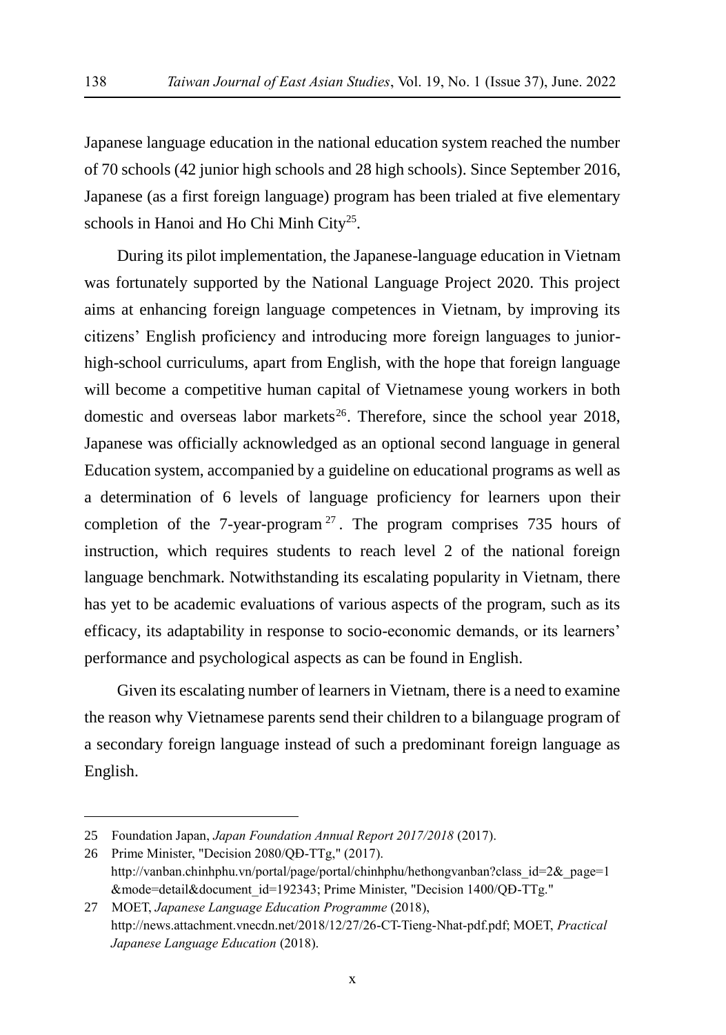Japanese language education in the national education system reached the number of 70 schools (42 junior high schools and 28 high schools). Since September 2016, Japanese (as a first foreign language) program has been trialed at five elementary schools in Hanoi and Ho Chi Minh City[25].

During its pilot implementation, the Japanese-language education in Vietnam was fortunately supported by the National Language Project 2020. This project aims at enhancing foreign language competences in Vietnam, by improving its citizens' English proficiency and introducing more foreign languages to junior-high-school curriculums, apart from English, with the hope that foreign language will become a competitive human capital of Vietnamese young workers in both domestic and overseas labor markets[26]. Therefore, since the school year 2018, Japanese was officially acknowledged as an optional second language in general Education system, accompanied by a guideline on educational programs as well as a determination of 6 levels of language proficiency for learners upon their completion of the 7-year-program[27]. The program comprises 735 hours of instruction, which requires students to reach level 2 of the national foreign language benchmark. Notwithstanding its escalating popularity in Vietnam, there has yet to be academic evaluations of various aspects of the program, such as its efficacy, its adaptability in response to socio-economic demands, or its learners' performance and psychological aspects as can be found in English.

Given its escalating number of learners in Vietnam, there is a need to examine the reason why Vietnamese parents send their children to a bilanguage program of a secondary foreign language instead of such a predominant foreign language as English.

---

25 Foundation Japan, *Japan Foundation Annual Report 2017/2018* (2017).

26 Prime Minister, "Decision 2080/QĐ-TTg," (2017). http://vanban.chinhphu.vn/portal/page/portal/chinhphu/hethongvanban?class_id=2&_page=1&mode=detail&document_id=192343; Prime Minister, "Decision 1400/QĐ-TTg."

27 MOET, *Japanese Language Education Programme* (2018), http://news.attachment.vnecdn.net/2018/12/27/26-CT-Tieng-Nhat-pdf.pdf; MOET, *Practical Japanese Language Education* (2018).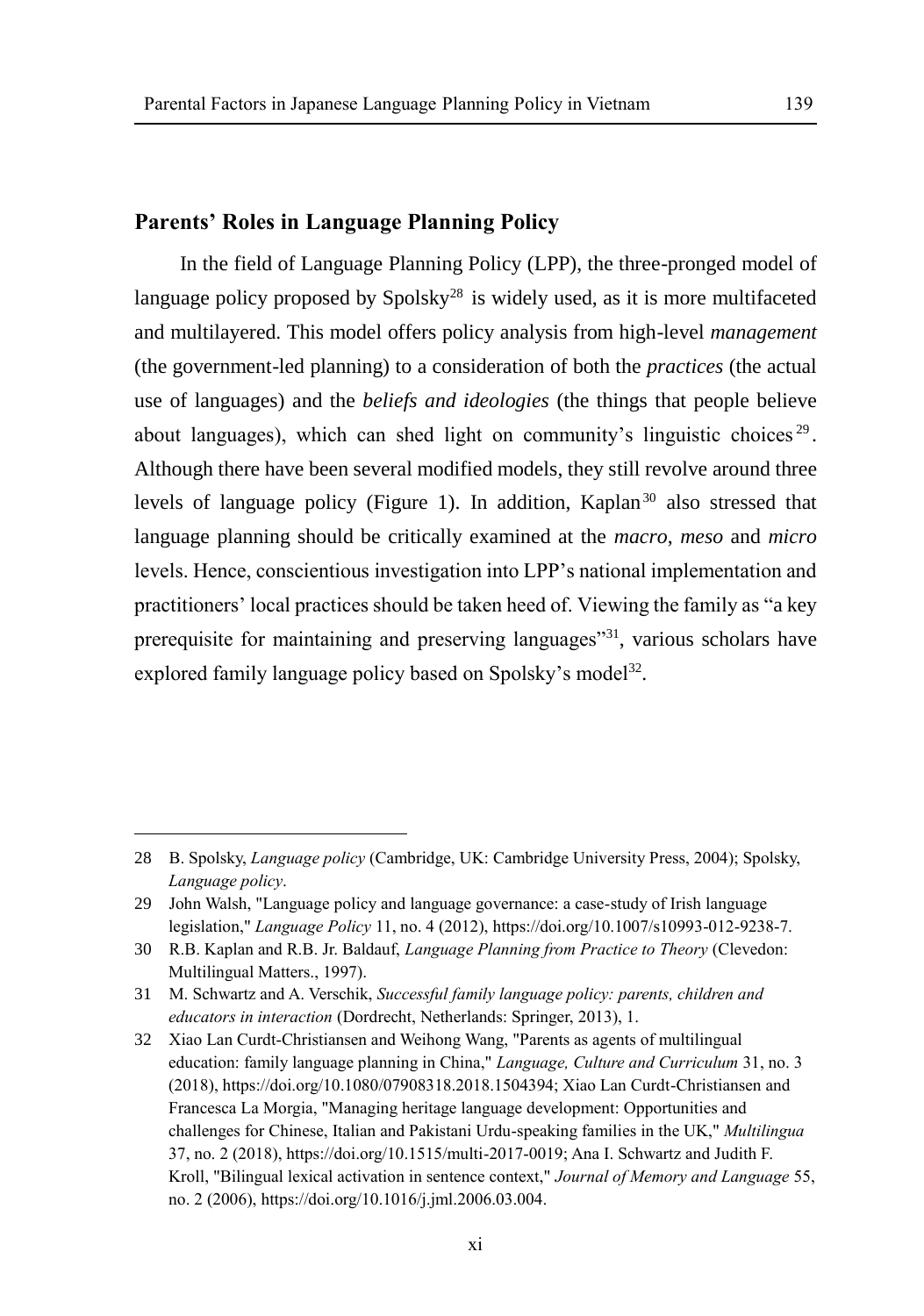## Parents' Roles in Language Planning Policy

In the field of Language Planning Policy (LPP), the three-pronged model of language policy proposed by Spolsky[28] is widely used, as it is more multifaceted and multilayered. This model offers policy analysis from high-level *management* (the government-led planning) to a consideration of both the *practices* (the actual use of languages) and the *beliefs and ideologies* (the things that people believe about languages), which can shed light on community's linguistic choices[29]. Although there have been several modified models, they still revolve around three levels of language policy (Figure 1). In addition, Kaplan[30] also stressed that language planning should be critically examined at the *macro*, *meso* and *micro* levels. Hence, conscientious investigation into LPP's national implementation and practitioners' local practices should be taken heed of. Viewing the family as "a key prerequisite for maintaining and preserving languages"[31], various scholars have explored family language policy based on Spolsky's model[32].

---

28 B. Spolsky, *Language policy* (Cambridge, UK: Cambridge University Press, 2004); Spolsky, *Language policy*.

29 John Walsh, "Language policy and language governance: a case-study of Irish language legislation," *Language Policy* 11, no. 4 (2012), https://doi.org/10.1007/s10993-012-9238-7.

30 R.B. Kaplan and R.B. Jr. Baldauf, *Language Planning from Practice to Theory* (Clevedon: Multilingual Matters., 1997).

31 M. Schwartz and A. Verschik, *Successful family language policy: parents, children and educators in interaction* (Dordrecht, Netherlands: Springer, 2013), 1.

32 Xiao Lan Curdt-Christiansen and Weihong Wang, "Parents as agents of multilingual education: family language planning in China," *Language, Culture and Curriculum* 31, no. 3 (2018), https://doi.org/10.1080/07908318.2018.1504394; Xiao Lan Curdt-Christiansen and Francesca La Morgia, "Managing heritage language development: Opportunities and challenges for Chinese, Italian and Pakistani Urdu-speaking families in the UK," *Multilingua* 37, no. 2 (2018), https://doi.org/10.1515/multi-2017-0019; Ana I. Schwartz and Judith F. Kroll, "Bilingual lexical activation in sentence context," *Journal of Memory and Language* 55, no. 2 (2006), https://doi.org/10.1016/j.jml.2006.03.004.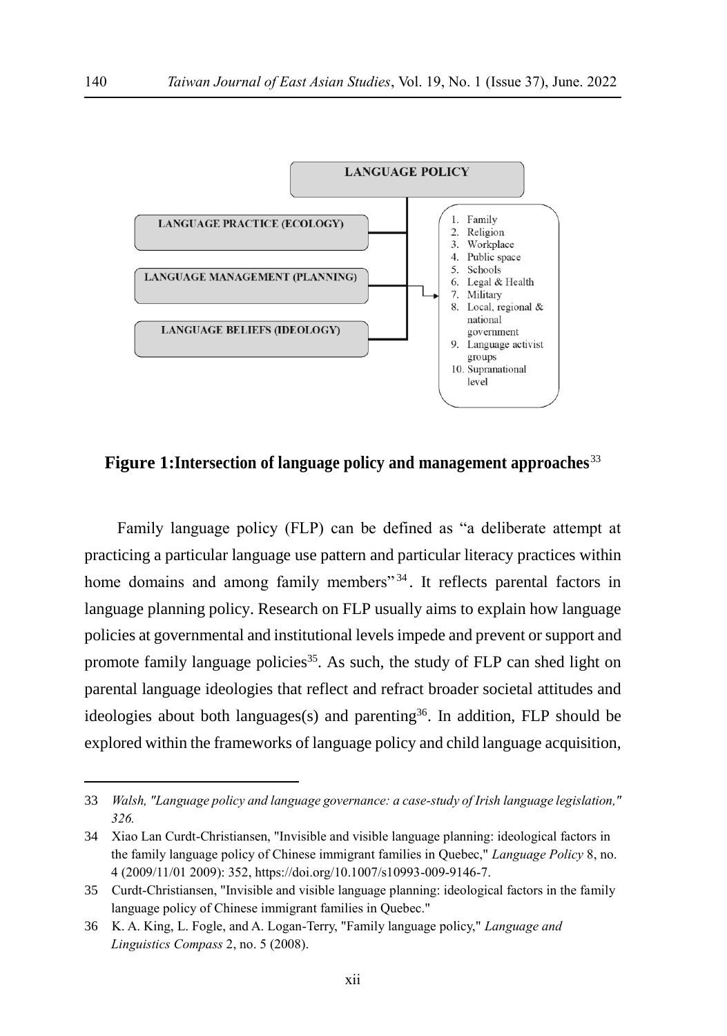**LANGUAGE POLICY**

- LANGUAGE PRACTICE (ECOLOGY)
- LANGUAGE MANAGEMENT (PLANNING)
- LANGUAGE BELIEFS (IDEOLOGY)

1. Family
2. Religion
3. Workplace
4. Public space
5. Schools
6. Legal & Health
7. Military
8. Local, regional & national government
9. Language activist groups
10. Supranational level

**Figure 1:Intersection of language policy and management approaches**[33]

Family language policy (FLP) can be defined as "a deliberate attempt at practicing a particular language use pattern and particular literacy practices within home domains and among family members"[34]. It reflects parental factors in language planning policy. Research on FLP usually aims to explain how language policies at governmental and institutional levels impede and prevent or support and promote family language policies[35]. As such, the study of FLP can shed light on parental language ideologies that reflect and refract broader societal attitudes and ideologies about both languages(s) and parenting[36]. In addition, FLP should be explored within the frameworks of language policy and child language acquisition,

---

33 *Walsh, "Language policy and language governance: a case-study of Irish language legislation," 326.*

34 Xiao Lan Curdt-Christiansen, "Invisible and visible language planning: ideological factors in the family language policy of Chinese immigrant families in Quebec," *Language Policy* 8, no. 4 (2009/11/01 2009): 352, https://doi.org/10.1007/s10993-009-9146-7.

35 Curdt-Christiansen, "Invisible and visible language planning: ideological factors in the family language policy of Chinese immigrant families in Quebec."

36 K. A. King, L. Fogle, and A. Logan-Terry, "Family language policy," *Language and Linguistics Compass* 2, no. 5 (2008).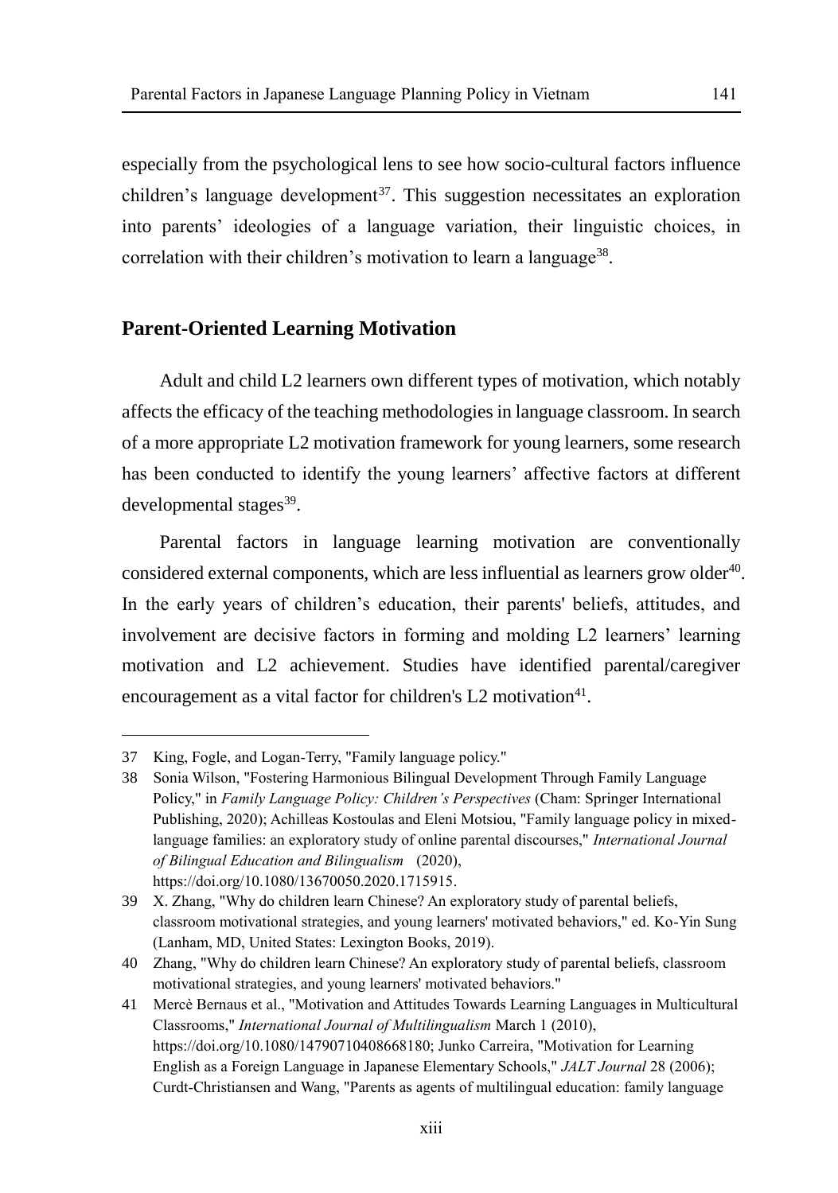especially from the psychological lens to see how socio-cultural factors influence children's language development[37]. This suggestion necessitates an exploration into parents' ideologies of a language variation, their linguistic choices, in correlation with their children's motivation to learn a language[38].

## Parent-Oriented Learning Motivation

Adult and child L2 learners own different types of motivation, which notably affects the efficacy of the teaching methodologies in language classroom. In search of a more appropriate L2 motivation framework for young learners, some research has been conducted to identify the young learners' affective factors at different developmental stages[39].

Parental factors in language learning motivation are conventionally considered external components, which are less influential as learners grow older[40]. In the early years of children's education, their parents' beliefs, attitudes, and involvement are decisive factors in forming and molding L2 learners' learning motivation and L2 achievement. Studies have identified parental/caregiver encouragement as a vital factor for children's L2 motivation[41].

---

37 King, Fogle, and Logan-Terry, "Family language policy."

38 Sonia Wilson, "Fostering Harmonious Bilingual Development Through Family Language Policy," in *Family Language Policy: Children's Perspectives* (Cham: Springer International Publishing, 2020); Achilleas Kostoulas and Eleni Motsiou, "Family language policy in mixed-language families: an exploratory study of online parental discourses," *International Journal of Bilingual Education and Bilingualism* (2020), https://doi.org/10.1080/13670050.2020.1715915.

39 X. Zhang, "Why do children learn Chinese? An exploratory study of parental beliefs, classroom motivational strategies, and young learners' motivated behaviors," ed. Ko-Yin Sung (Lanham, MD, United States: Lexington Books, 2019).

40 Zhang, "Why do children learn Chinese? An exploratory study of parental beliefs, classroom motivational strategies, and young learners' motivated behaviors."

41 Mercè Bernaus et al., "Motivation and Attitudes Towards Learning Languages in Multicultural Classrooms," *International Journal of Multilingualism* March 1 (2010), https://doi.org/10.1080/14790710408668180; Junko Carreira, "Motivation for Learning English as a Foreign Language in Japanese Elementary Schools," *JALT Journal* 28 (2006); Curdt-Christiansen and Wang, "Parents as agents of multilingual education: family language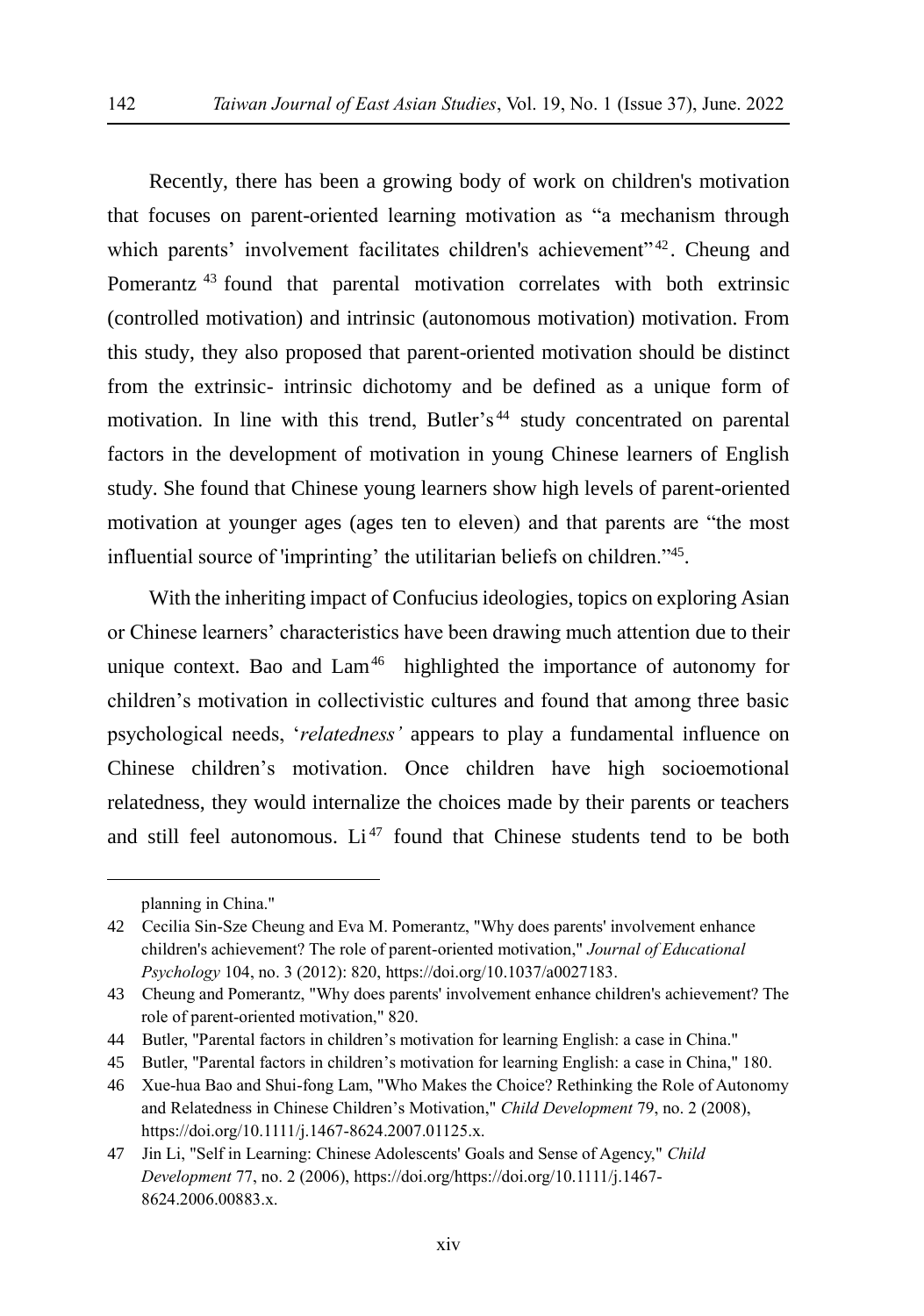Recently, there has been a growing body of work on children's motivation that focuses on parent-oriented learning motivation as "a mechanism through which parents' involvement facilitates children's achievement"[42]. Cheung and Pomerantz [43] found that parental motivation correlates with both extrinsic (controlled motivation) and intrinsic (autonomous motivation) motivation. From this study, they also proposed that parent-oriented motivation should be distinct from the extrinsic- intrinsic dichotomy and be defined as a unique form of motivation. In line with this trend, Butler's[44] study concentrated on parental factors in the development of motivation in young Chinese learners of English study. She found that Chinese young learners show high levels of parent-oriented motivation at younger ages (ages ten to eleven) and that parents are "the most influential source of 'imprinting' the utilitarian beliefs on children."[45].

With the inheriting impact of Confucius ideologies, topics on exploring Asian or Chinese learners' characteristics have been drawing much attention due to their unique context. Bao and Lam[46] highlighted the importance of autonomy for children's motivation in collectivistic cultures and found that among three basic psychological needs, '*relatedness'* appears to play a fundamental influence on Chinese children's motivation. Once children have high socioemotional relatedness, they would internalize the choices made by their parents or teachers and still feel autonomous. Li[47] found that Chinese students tend to be both

---

planning in China."

42 Cecilia Sin-Sze Cheung and Eva M. Pomerantz, "Why does parents' involvement enhance children's achievement? The role of parent-oriented motivation," *Journal of Educational Psychology* 104, no. 3 (2012): 820, https://doi.org/10.1037/a0027183.

43 Cheung and Pomerantz, "Why does parents' involvement enhance children's achievement? The role of parent-oriented motivation," 820.

44 Butler, "Parental factors in children's motivation for learning English: a case in China."

45 Butler, "Parental factors in children's motivation for learning English: a case in China," 180.

46 Xue-hua Bao and Shui-fong Lam, "Who Makes the Choice? Rethinking the Role of Autonomy and Relatedness in Chinese Children's Motivation," *Child Development* 79, no. 2 (2008), https://doi.org/10.1111/j.1467-8624.2007.01125.x.

47 Jin Li, "Self in Learning: Chinese Adolescents' Goals and Sense of Agency," *Child Development* 77, no. 2 (2006), https://doi.org/https://doi.org/10.1111/j.1467-8624.2006.00883.x.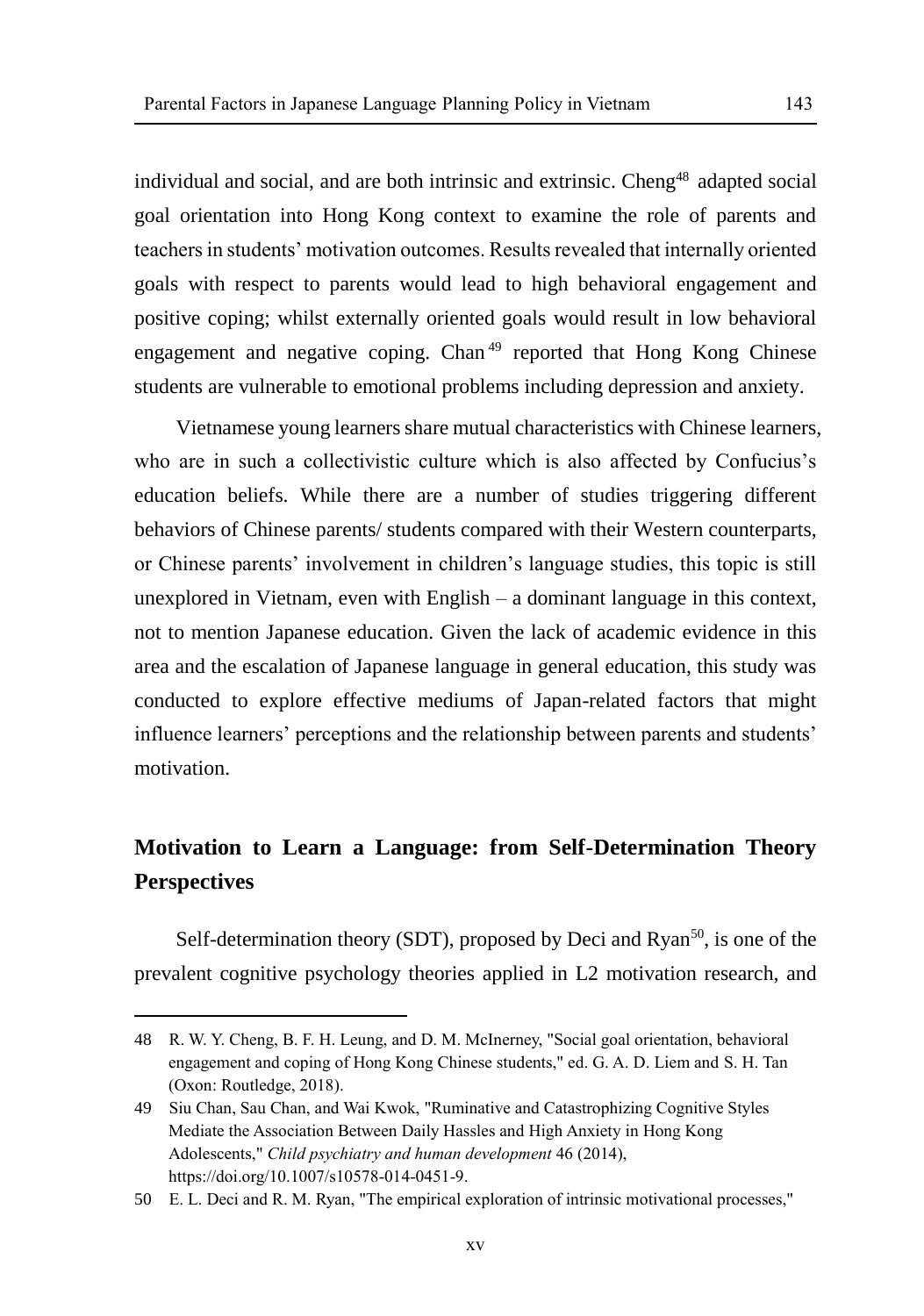individual and social, and are both intrinsic and extrinsic. Cheng[48] adapted social goal orientation into Hong Kong context to examine the role of parents and teachers in students' motivation outcomes. Results revealed that internally oriented goals with respect to parents would lead to high behavioral engagement and positive coping; whilst externally oriented goals would result in low behavioral engagement and negative coping. Chan[49] reported that Hong Kong Chinese students are vulnerable to emotional problems including depression and anxiety.

Vietnamese young learners share mutual characteristics with Chinese learners, who are in such a collectivistic culture which is also affected by Confucius's education beliefs. While there are a number of studies triggering different behaviors of Chinese parents/ students compared with their Western counterparts, or Chinese parents' involvement in children's language studies, this topic is still unexplored in Vietnam, even with English – a dominant language in this context, not to mention Japanese education. Given the lack of academic evidence in this area and the escalation of Japanese language in general education, this study was conducted to explore effective mediums of Japan-related factors that might influence learners' perceptions and the relationship between parents and students' motivation.

## Motivation to Learn a Language: from Self-Determination Theory Perspectives

Self-determination theory (SDT), proposed by Deci and Ryan[50], is one of the prevalent cognitive psychology theories applied in L2 motivation research, and

---

48 R. W. Y. Cheng, B. F. H. Leung, and D. M. McInerney, "Social goal orientation, behavioral engagement and coping of Hong Kong Chinese students," ed. G. A. D. Liem and S. H. Tan (Oxon: Routledge, 2018).

49 Siu Chan, Sau Chan, and Wai Kwok, "Ruminative and Catastrophizing Cognitive Styles Mediate the Association Between Daily Hassles and High Anxiety in Hong Kong Adolescents," *Child psychiatry and human development* 46 (2014), https://doi.org/10.1007/s10578-014-0451-9.

50 E. L. Deci and R. M. Ryan, "The empirical exploration of intrinsic motivational processes,"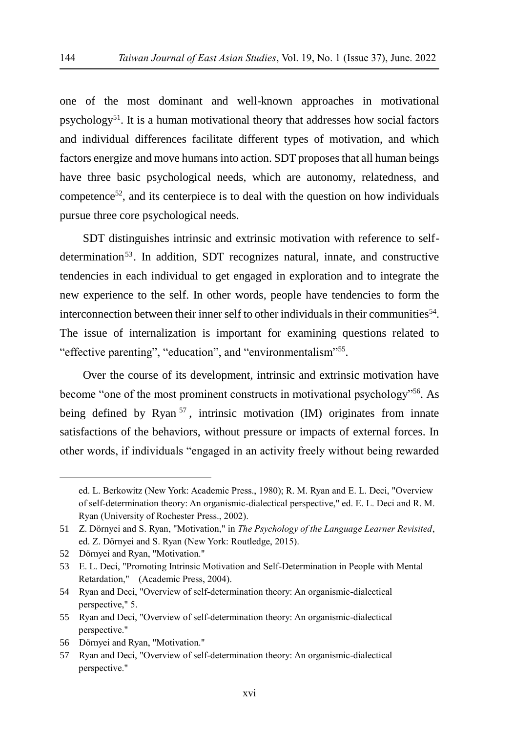one of the most dominant and well-known approaches in motivational psychology[51]. It is a human motivational theory that addresses how social factors and individual differences facilitate different types of motivation, and which factors energize and move humans into action. SDT proposes that all human beings have three basic psychological needs, which are autonomy, relatedness, and competence[52], and its centerpiece is to deal with the question on how individuals pursue three core psychological needs.

SDT distinguishes intrinsic and extrinsic motivation with reference to self-determination[53]. In addition, SDT recognizes natural, innate, and constructive tendencies in each individual to get engaged in exploration and to integrate the new experience to the self. In other words, people have tendencies to form the interconnection between their inner self to other individuals in their communities[54]. The issue of internalization is important for examining questions related to "effective parenting", "education", and "environmentalism"[55].

Over the course of its development, intrinsic and extrinsic motivation have become "one of the most prominent constructs in motivational psychology"[56]. As being defined by Ryan[57], intrinsic motivation (IM) originates from innate satisfactions of the behaviors, without pressure or impacts of external forces. In other words, if individuals "engaged in an activity freely without being rewarded

---

ed. L. Berkowitz (New York: Academic Press., 1980); R. M. Ryan and E. L. Deci, "Overview of self-determination theory: An organismic-dialectical perspective," ed. E. L. Deci and R. M. Ryan (University of Rochester Press., 2002).

51 Z. Dörnyei and S. Ryan, "Motivation," in *The Psychology of the Language Learner Revisited*, ed. Z. Dörnyei and S. Ryan (New York: Routledge, 2015).

52 Dörnyei and Ryan, "Motivation."

53 E. L. Deci, "Promoting Intrinsic Motivation and Self-Determination in People with Mental Retardation," (Academic Press, 2004).

54 Ryan and Deci, "Overview of self-determination theory: An organismic-dialectical perspective," 5.

55 Ryan and Deci, "Overview of self-determination theory: An organismic-dialectical perspective."

56 Dörnyei and Ryan, "Motivation."

57 Ryan and Deci, "Overview of self-determination theory: An organismic-dialectical perspective."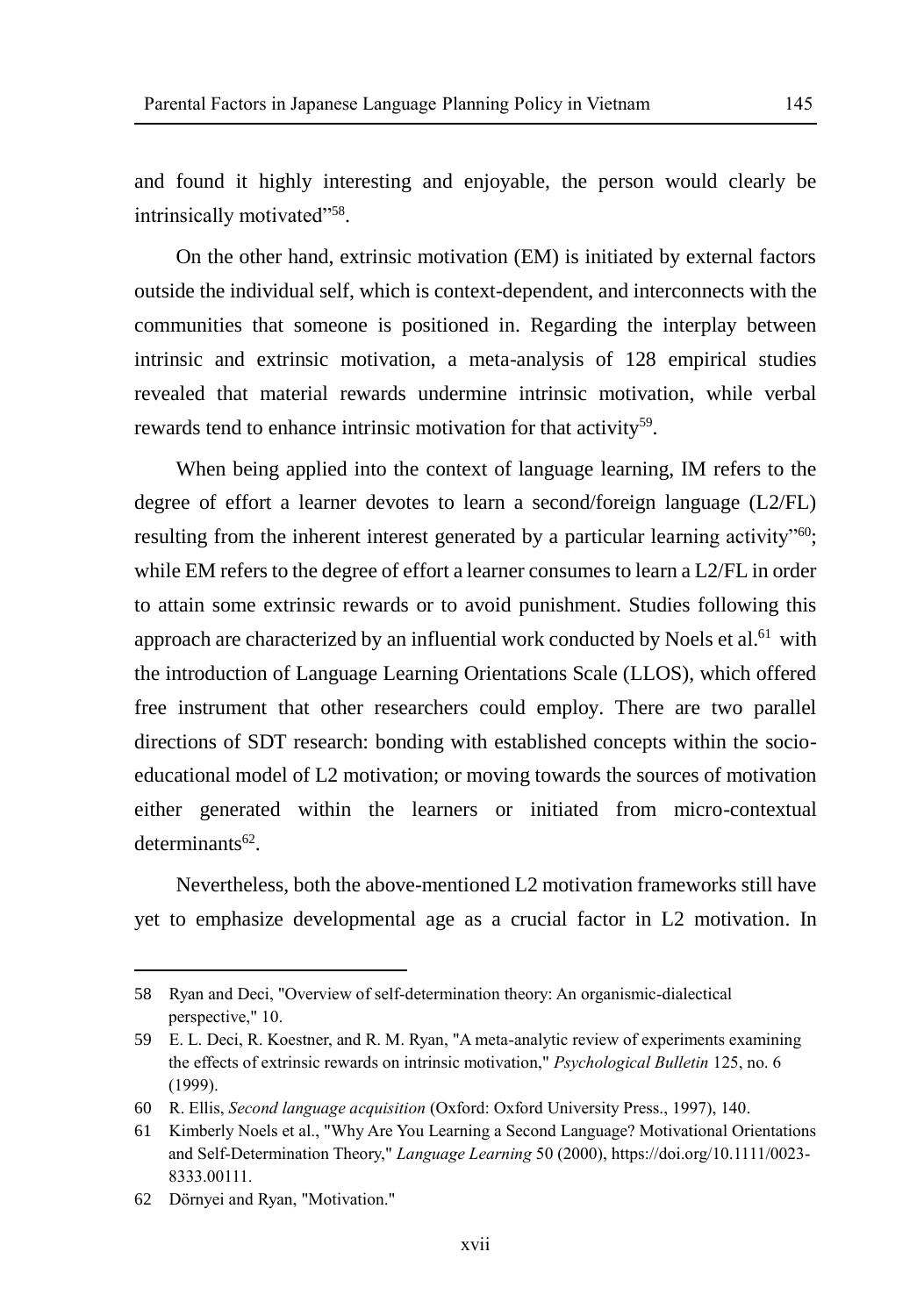and found it highly interesting and enjoyable, the person would clearly be intrinsically motivated"[58].

On the other hand, extrinsic motivation (EM) is initiated by external factors outside the individual self, which is context-dependent, and interconnects with the communities that someone is positioned in. Regarding the interplay between intrinsic and extrinsic motivation, a meta-analysis of 128 empirical studies revealed that material rewards undermine intrinsic motivation, while verbal rewards tend to enhance intrinsic motivation for that activity[59].

When being applied into the context of language learning, IM refers to the degree of effort a learner devotes to learn a second/foreign language (L2/FL) resulting from the inherent interest generated by a particular learning activity"[60]; while EM refers to the degree of effort a learner consumes to learn a L2/FL in order to attain some extrinsic rewards or to avoid punishment. Studies following this approach are characterized by an influential work conducted by Noels et al.[61] with the introduction of Language Learning Orientations Scale (LLOS), which offered free instrument that other researchers could employ. There are two parallel directions of SDT research: bonding with established concepts within the socio-educational model of L2 motivation; or moving towards the sources of motivation either generated within the learners or initiated from micro-contextual determinants[62].

Nevertheless, both the above-mentioned L2 motivation frameworks still have yet to emphasize developmental age as a crucial factor in L2 motivation. In

---

58 Ryan and Deci, "Overview of self-determination theory: An organismic-dialectical perspective," 10.

59 E. L. Deci, R. Koestner, and R. M. Ryan, "A meta-analytic review of experiments examining the effects of extrinsic rewards on intrinsic motivation," *Psychological Bulletin* 125, no. 6 (1999).

60 R. Ellis, *Second language acquisition* (Oxford: Oxford University Press., 1997), 140.

61 Kimberly Noels et al., "Why Are You Learning a Second Language? Motivational Orientations and Self-Determination Theory," *Language Learning* 50 (2000), https://doi.org/10.1111/0023-8333.00111.

62 Dörnyei and Ryan, "Motivation."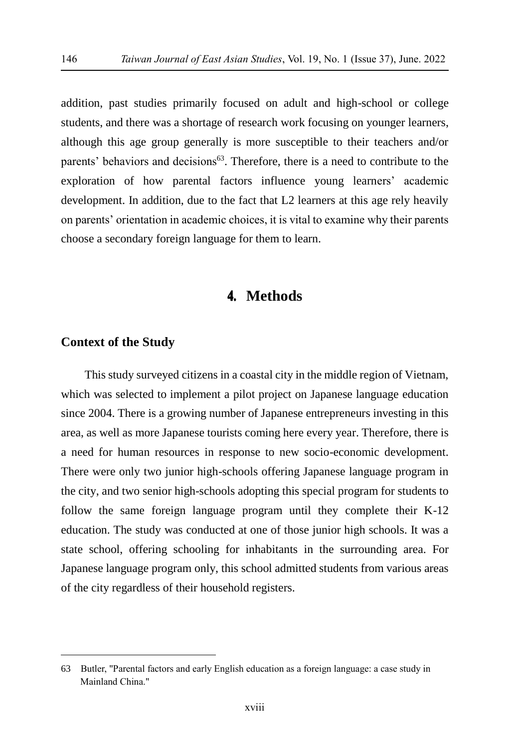addition, past studies primarily focused on adult and high-school or college students, and there was a shortage of research work focusing on younger learners, although this age group generally is more susceptible to their teachers and/or parents' behaviors and decisions[63]. Therefore, there is a need to contribute to the exploration of how parental factors influence young learners' academic development. In addition, due to the fact that L2 learners at this age rely heavily on parents' orientation in academic choices, it is vital to examine why their parents choose a secondary foreign language for them to learn.

## 4. Methods

### Context of the Study

This study surveyed citizens in a coastal city in the middle region of Vietnam, which was selected to implement a pilot project on Japanese language education since 2004. There is a growing number of Japanese entrepreneurs investing in this area, as well as more Japanese tourists coming here every year. Therefore, there is a need for human resources in response to new socio-economic development. There were only two junior high-schools offering Japanese language program in the city, and two senior high-schools adopting this special program for students to follow the same foreign language program until they complete their K-12 education. The study was conducted at one of those junior high schools. It was a state school, offering schooling for inhabitants in the surrounding area. For Japanese language program only, this school admitted students from various areas of the city regardless of their household registers.

---

63 Butler, "Parental factors and early English education as a foreign language: a case study in Mainland China."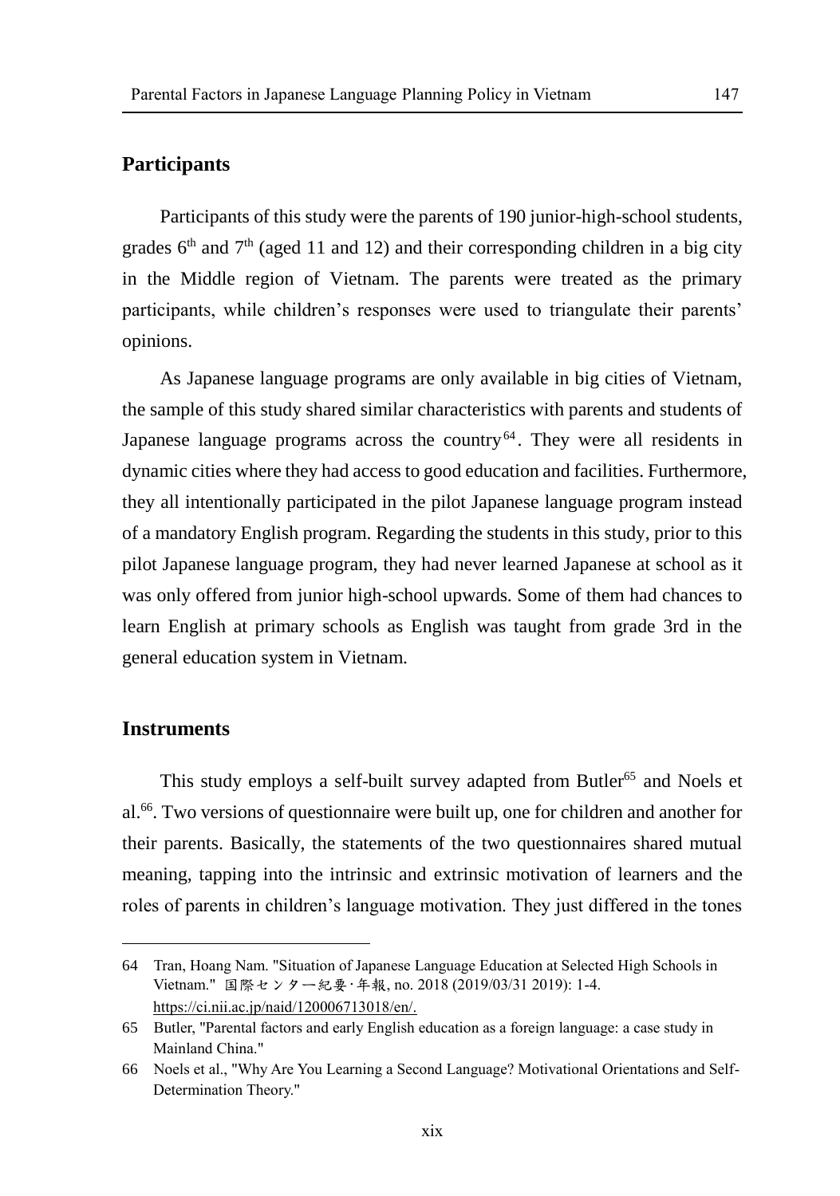## Participants

Participants of this study were the parents of 190 junior-high-school students, grades 6th and 7th (aged 11 and 12) and their corresponding children in a big city in the Middle region of Vietnam. The parents were treated as the primary participants, while children's responses were used to triangulate their parents' opinions.

As Japanese language programs are only available in big cities of Vietnam, the sample of this study shared similar characteristics with parents and students of Japanese language programs across the country[64]. They were all residents in dynamic cities where they had access to good education and facilities. Furthermore, they all intentionally participated in the pilot Japanese language program instead of a mandatory English program. Regarding the students in this study, prior to this pilot Japanese language program, they had never learned Japanese at school as it was only offered from junior high-school upwards. Some of them had chances to learn English at primary schools as English was taught from grade 3rd in the general education system in Vietnam.

## Instruments

This study employs a self-built survey adapted from Butler[65] and Noels et al.[66]. Two versions of questionnaire were built up, one for children and another for their parents. Basically, the statements of the two questionnaires shared mutual meaning, tapping into the intrinsic and extrinsic motivation of learners and the roles of parents in children's language motivation. They just differed in the tones

---

64 Tran, Hoang Nam. "Situation of Japanese Language Education at Selected High Schools in Vietnam." 国際センター紀要･年報, no. 2018 (2019/03/31 2019): 1-4. https://ci.nii.ac.jp/naid/120006713018/en/.

65 Butler, "Parental factors and early English education as a foreign language: a case study in Mainland China."

66 Noels et al., "Why Are You Learning a Second Language? Motivational Orientations and Self-Determination Theory."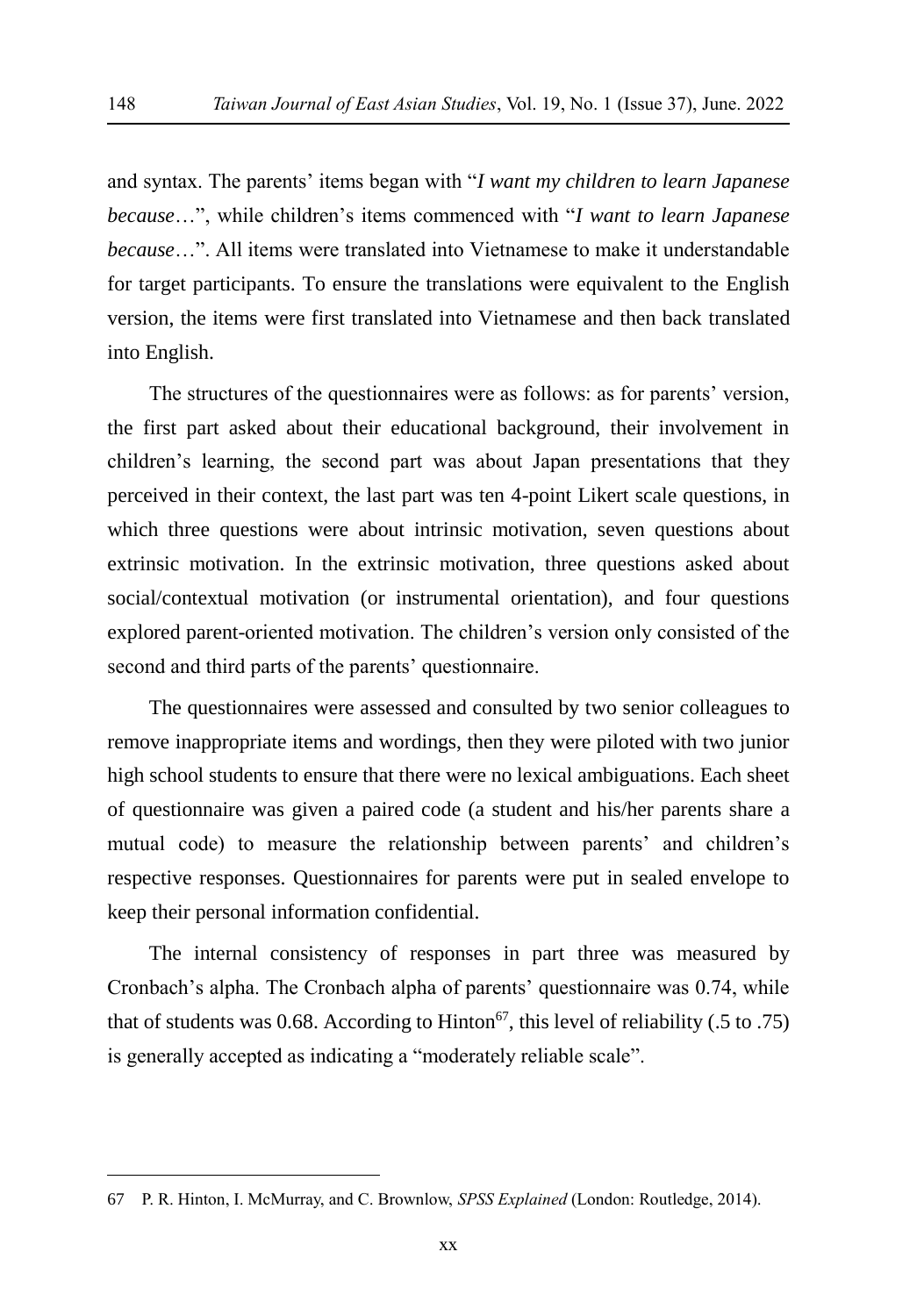and syntax. The parents' items began with "*I want my children to learn Japanese because*…", while children's items commenced with "*I want to learn Japanese because*…". All items were translated into Vietnamese to make it understandable for target participants. To ensure the translations were equivalent to the English version, the items were first translated into Vietnamese and then back translated into English.

The structures of the questionnaires were as follows: as for parents' version, the first part asked about their educational background, their involvement in children's learning, the second part was about Japan presentations that they perceived in their context, the last part was ten 4-point Likert scale questions, in which three questions were about intrinsic motivation, seven questions about extrinsic motivation. In the extrinsic motivation, three questions asked about social/contextual motivation (or instrumental orientation), and four questions explored parent-oriented motivation. The children's version only consisted of the second and third parts of the parents' questionnaire.

The questionnaires were assessed and consulted by two senior colleagues to remove inappropriate items and wordings, then they were piloted with two junior high school students to ensure that there were no lexical ambiguations. Each sheet of questionnaire was given a paired code (a student and his/her parents share a mutual code) to measure the relationship between parents' and children's respective responses. Questionnaires for parents were put in sealed envelope to keep their personal information confidential.

The internal consistency of responses in part three was measured by Cronbach's alpha. The Cronbach alpha of parents' questionnaire was 0.74, while that of students was 0.68. According to Hinton[67], this level of reliability (.5 to .75) is generally accepted as indicating a "moderately reliable scale".

---

67 P. R. Hinton, I. McMurray, and C. Brownlow, *SPSS Explained* (London: Routledge, 2014).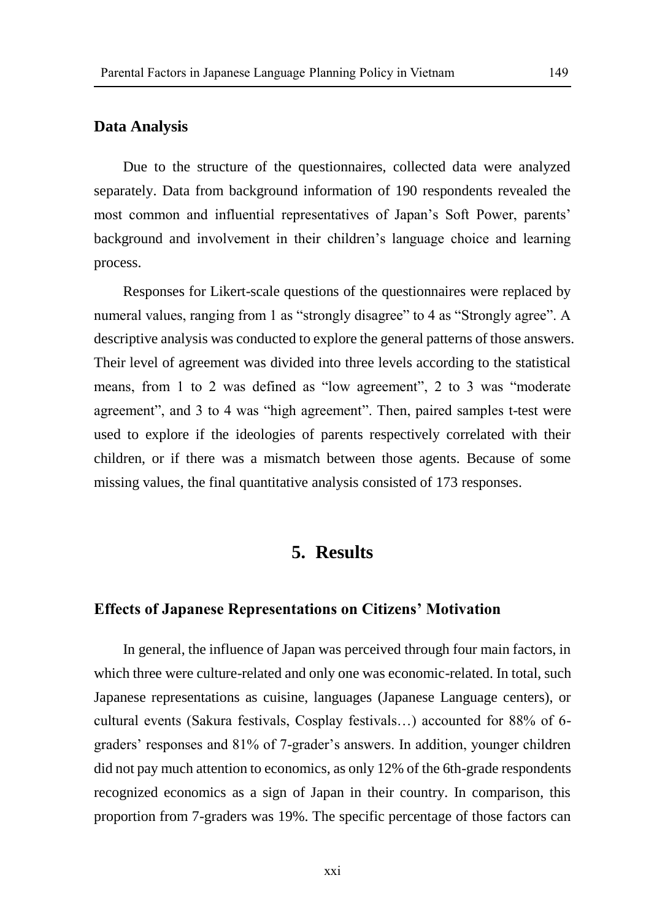### Data Analysis

Due to the structure of the questionnaires, collected data were analyzed separately. Data from background information of 190 respondents revealed the most common and influential representatives of Japan's Soft Power, parents' background and involvement in their children's language choice and learning process.

Responses for Likert-scale questions of the questionnaires were replaced by numeral values, ranging from 1 as "strongly disagree" to 4 as "Strongly agree". A descriptive analysis was conducted to explore the general patterns of those answers. Their level of agreement was divided into three levels according to the statistical means, from 1 to 2 was defined as "low agreement", 2 to 3 was "moderate agreement", and 3 to 4 was "high agreement". Then, paired samples t-test were used to explore if the ideologies of parents respectively correlated with their children, or if there was a mismatch between those agents. Because of some missing values, the final quantitative analysis consisted of 173 responses.

## 5. Results

### Effects of Japanese Representations on Citizens' Motivation

In general, the influence of Japan was perceived through four main factors, in which three were culture-related and only one was economic-related. In total, such Japanese representations as cuisine, languages (Japanese Language centers), or cultural events (Sakura festivals, Cosplay festivals…) accounted for 88% of 6-graders' responses and 81% of 7-grader's answers. In addition, younger children did not pay much attention to economics, as only 12% of the 6th-grade respondents recognized economics as a sign of Japan in their country. In comparison, this proportion from 7-graders was 19%. The specific percentage of those factors can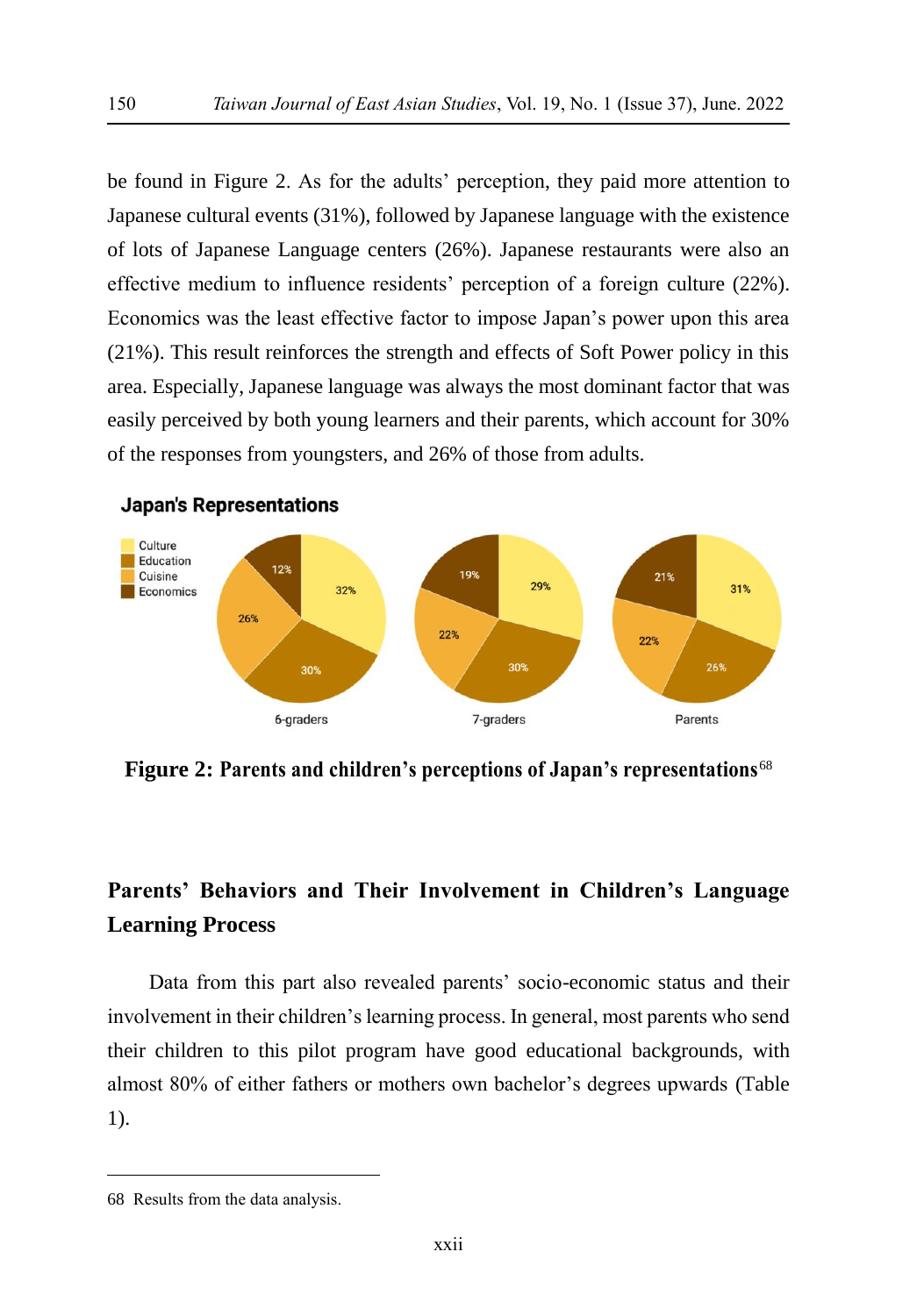be found in Figure 2. As for the adults' perception, they paid more attention to Japanese cultural events (31%), followed by Japanese language with the existence of lots of Japanese Language centers (26%). Japanese restaurants were also an effective medium to influence residents' perception of a foreign culture (22%). Economics was the least effective factor to impose Japan's power upon this area (21%). This result reinforces the strength and effects of Soft Power policy in this area. Especially, Japanese language was always the most dominant factor that was easily perceived by both young learners and their parents, which account for 30% of the responses from youngsters, and 26% of those from adults.

**Japan's Representations**

| | 6-graders | 7-graders | Parents |
|---|---|---|---|
| Culture | 32% | 29% | 31% |
| Education | 30% | 30% | 26% |
| Cuisine | 26% | 22% | 22% |
| Economics | 12% | 19% | 21% |

**Figure 2: Parents and children's perceptions of Japan's representations**[68]

## Parents' Behaviors and Their Involvement in Children's Language Learning Process

Data from this part also revealed parents' socio-economic status and their involvement in their children's learning process. In general, most parents who send their children to this pilot program have good educational backgrounds, with almost 80% of either fathers or mothers own bachelor's degrees upwards (Table 1).

---

68 Results from the data analysis.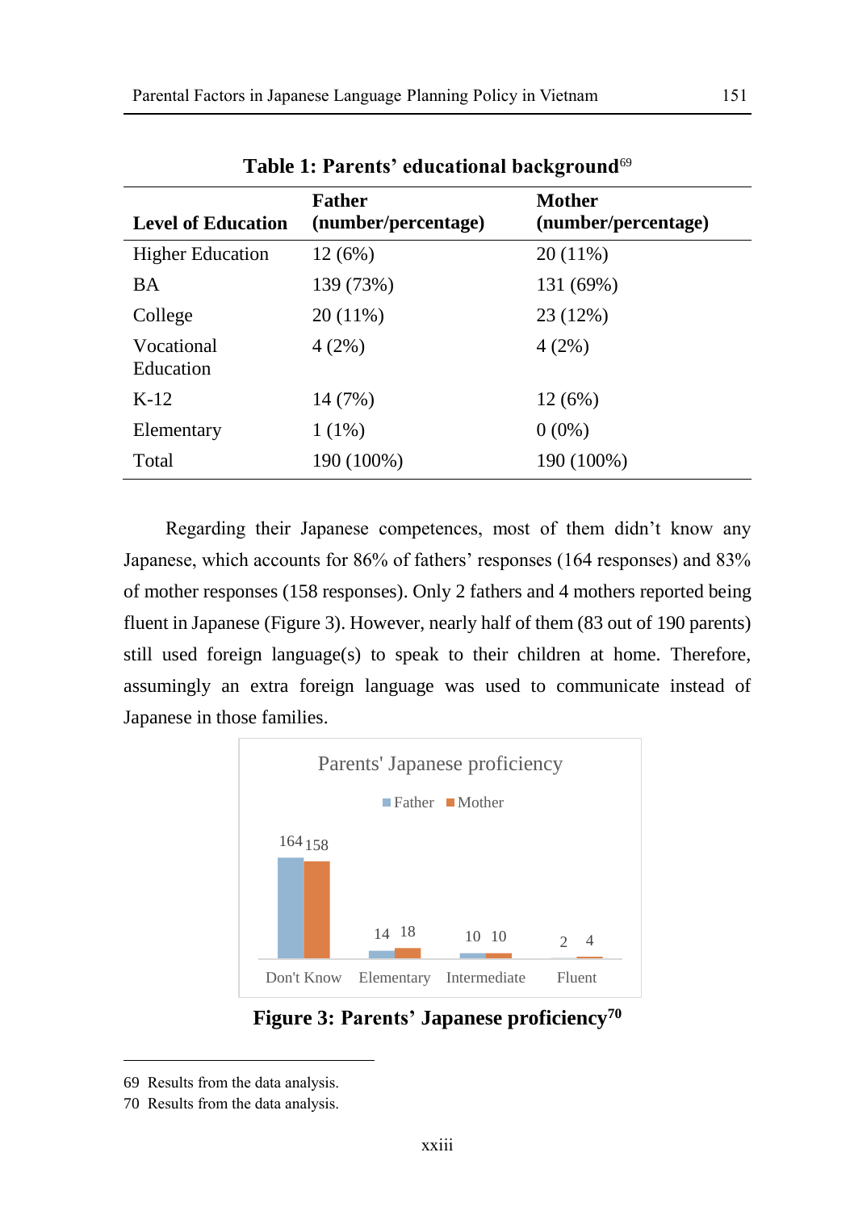**Table 1: Parents' educational background**[69]

| Level of Education | Father (number/percentage) | Mother (number/percentage) |
|---|---|---|
| Higher Education | 12 (6%) | 20 (11%) |
| BA | 139 (73%) | 131 (69%) |
| College | 20 (11%) | 23 (12%) |
| Vocational Education | 4 (2%) | 4 (2%) |
| K-12 | 14 (7%) | 12 (6%) |
| Elementary | 1 (1%) | 0 (0%) |
| Total | 190 (100%) | 190 (100%) |

Regarding their Japanese competences, most of them didn't know any Japanese, which accounts for 86% of fathers' responses (164 responses) and 83% of mother responses (158 responses). Only 2 fathers and 4 mothers reported being fluent in Japanese (Figure 3). However, nearly half of them (83 out of 190 parents) still used foreign language(s) to speak to their children at home. Therefore, assumingly an extra foreign language was used to communicate instead of Japanese in those families.

Parents' Japanese proficiency

| | Don't Know | Elementary | Intermediate | Fluent |
|---|---|---|---|---|
| Father | 164 | 14 | 10 | 2 |
| Mother | 158 | 18 | 10 | 4 |

**Figure 3: Parents' Japanese proficiency**[70]

---

69 Results from the data analysis.

70 Results from the data analysis.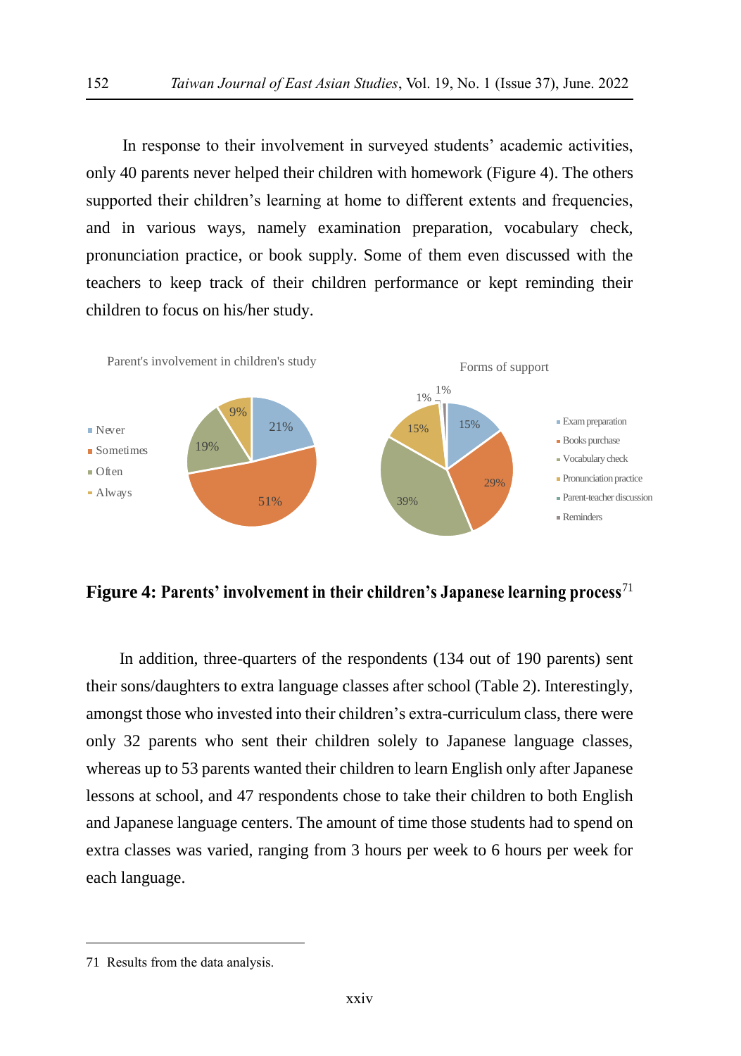In response to their involvement in surveyed students' academic activities, only 40 parents never helped their children with homework (Figure 4). The others supported their children's learning at home to different extents and frequencies, and in various ways, namely examination preparation, vocabulary check, pronunciation practice, or book supply. Some of them even discussed with the teachers to keep track of their children performance or kept reminding their children to focus on his/her study.

Parent's involvement in children's study

- Never: 21%
- Sometimes: 51%
- Often: 19%
- Always: 9%

Forms of support

- Exam preparation: 15%
- Books purchase: 29%
- Vocabulary check: 39%
- Pronunciation practice: 15%
- Parent-teacher discussion: 1%
- Reminders: 1%

**Figure 4: Parents' involvement in their children's Japanese learning process**[71]

In addition, three-quarters of the respondents (134 out of 190 parents) sent their sons/daughters to extra language classes after school (Table 2). Interestingly, amongst those who invested into their children's extra-curriculum class, there were only 32 parents who sent their children solely to Japanese language classes, whereas up to 53 parents wanted their children to learn English only after Japanese lessons at school, and 47 respondents chose to take their children to both English and Japanese language centers. The amount of time those students had to spend on extra classes was varied, ranging from 3 hours per week to 6 hours per week for each language.

---

71 Results from the data analysis.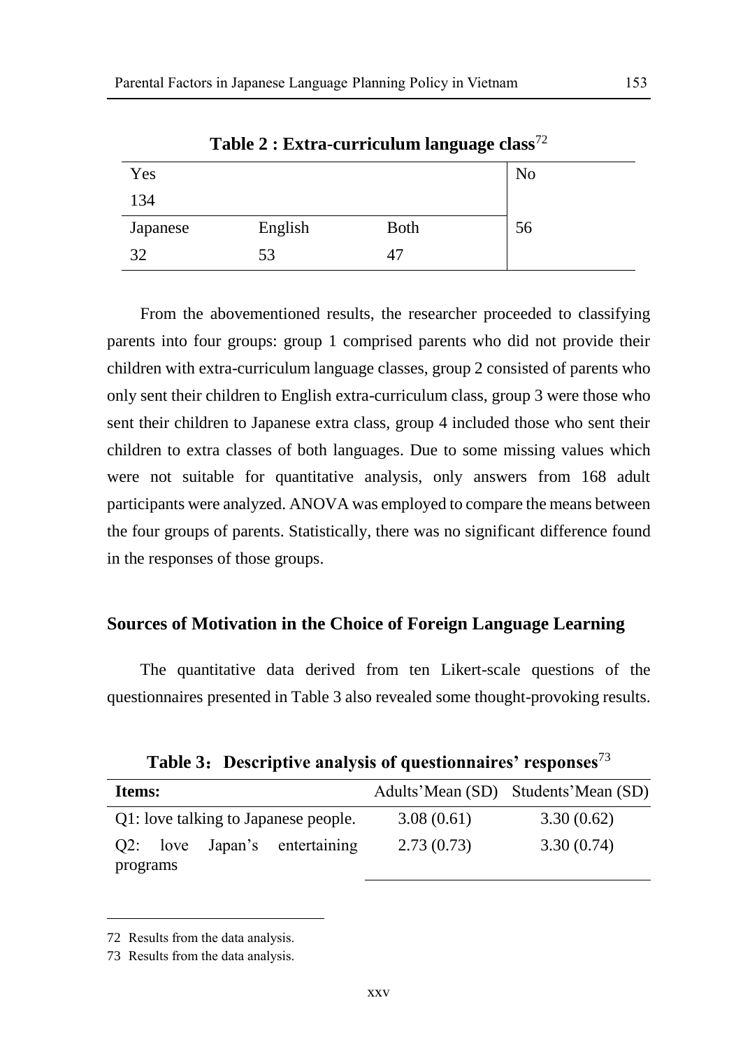**Table 2 : Extra-curriculum language class**[72]

| Yes | | | No |
|---|---|---|---|
| 134 | | | |
| Japanese | English | Both | 56 |
| 32 | 53 | 47 | |

From the abovementioned results, the researcher proceeded to classifying parents into four groups: group 1 comprised parents who did not provide their children with extra-curriculum language classes, group 2 consisted of parents who only sent their children to English extra-curriculum class, group 3 were those who sent their children to Japanese extra class, group 4 included those who sent their children to extra classes of both languages. Due to some missing values which were not suitable for quantitative analysis, only answers from 168 adult participants were analyzed. ANOVA was employed to compare the means between the four groups of parents. Statistically, there was no significant difference found in the responses of those groups.

## Sources of Motivation in the Choice of Foreign Language Learning

The quantitative data derived from ten Likert-scale questions of the questionnaires presented in Table 3 also revealed some thought-provoking results.

**Table 3：Descriptive analysis of questionnaires' responses**[73]

| Items: | Adults'Mean (SD) | Students'Mean (SD) |
|---|---|---|
| Q1: love talking to Japanese people. | 3.08 (0.61) | 3.30 (0.62) |
| Q2: love Japan's entertaining programs | 2.73 (0.73) | 3.30 (0.74) |

72 Results from the data analysis.

73 Results from the data analysis.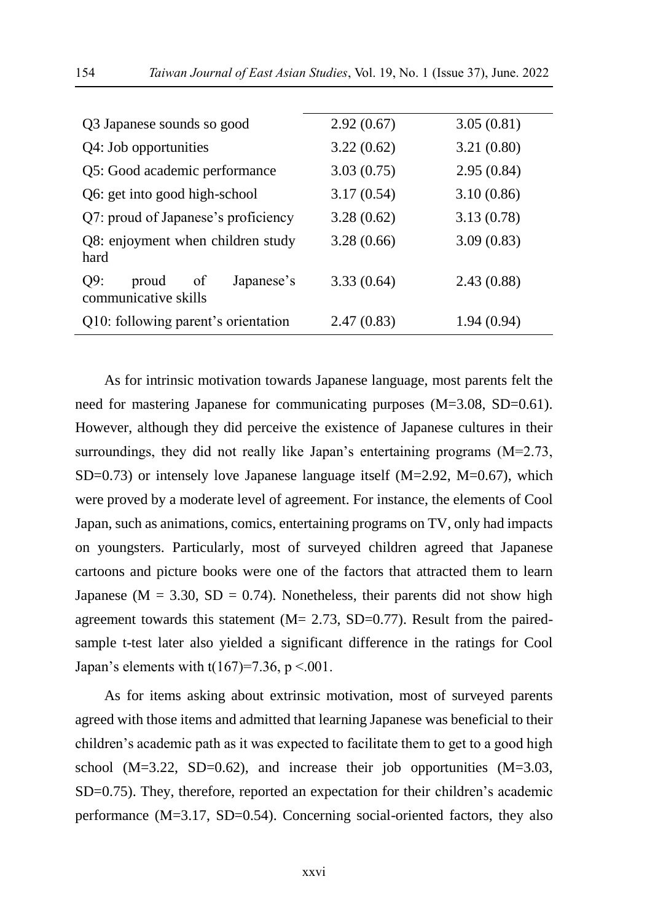| | | |
|---|---|---|
| Q3 Japanese sounds so good | 2.92 (0.67) | 3.05 (0.81) |
| Q4: Job opportunities | 3.22 (0.62) | 3.21 (0.80) |
| Q5: Good academic performance | 3.03 (0.75) | 2.95 (0.84) |
| Q6: get into good high-school | 3.17 (0.54) | 3.10 (0.86) |
| Q7: proud of Japanese's proficiency | 3.28 (0.62) | 3.13 (0.78) |
| Q8: enjoyment when children study hard | 3.28 (0.66) | 3.09 (0.83) |
| Q9: proud of Japanese's communicative skills | 3.33 (0.64) | 2.43 (0.88) |
| Q10: following parent's orientation | 2.47 (0.83) | 1.94 (0.94) |

As for intrinsic motivation towards Japanese language, most parents felt the need for mastering Japanese for communicating purposes (M=3.08, SD=0.61). However, although they did perceive the existence of Japanese cultures in their surroundings, they did not really like Japan's entertaining programs (M=2.73, SD=0.73) or intensely love Japanese language itself (M=2.92, M=0.67), which were proved by a moderate level of agreement. For instance, the elements of Cool Japan, such as animations, comics, entertaining programs on TV, only had impacts on youngsters. Particularly, most of surveyed children agreed that Japanese cartoons and picture books were one of the factors that attracted them to learn Japanese (M = 3.30, SD = 0.74). Nonetheless, their parents did not show high agreement towards this statement (M= 2.73, SD=0.77). Result from the paired-sample t-test later also yielded a significant difference in the ratings for Cool Japan's elements with $t(167)=7.36$, $p < .001$.

As for items asking about extrinsic motivation, most of surveyed parents agreed with those items and admitted that learning Japanese was beneficial to their children's academic path as it was expected to facilitate them to get to a good high school (M=3.22, SD=0.62), and increase their job opportunities (M=3.03, SD=0.75). They, therefore, reported an expectation for their children's academic performance (M=3.17, SD=0.54). Concerning social-oriented factors, they also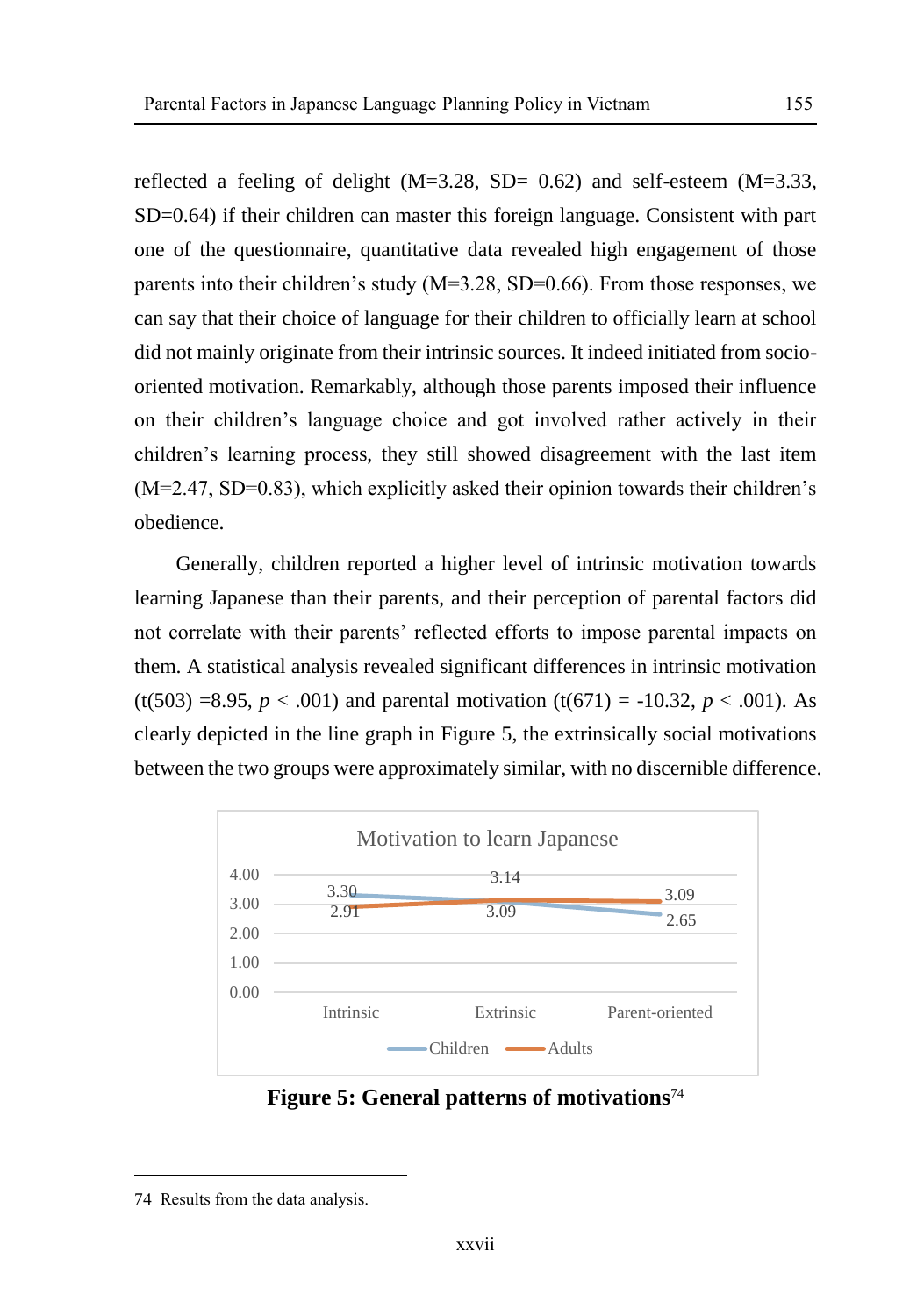reflected a feeling of delight (M=3.28, SD= 0.62) and self-esteem (M=3.33, SD=0.64) if their children can master this foreign language. Consistent with part one of the questionnaire, quantitative data revealed high engagement of those parents into their children's study (M=3.28, SD=0.66). From those responses, we can say that their choice of language for their children to officially learn at school did not mainly originate from their intrinsic sources. It indeed initiated from socio-oriented motivation. Remarkably, although those parents imposed their influence on their children's language choice and got involved rather actively in their children's learning process, they still showed disagreement with the last item (M=2.47, SD=0.83), which explicitly asked their opinion towards their children's obedience.

Generally, children reported a higher level of intrinsic motivation towards learning Japanese than their parents, and their perception of parental factors did not correlate with their parents' reflected efforts to impose parental impacts on them. A statistical analysis revealed significant differences in intrinsic motivation ($t(503) = 8.95$, $p < .001$) and parental motivation ($t(671) = -10.32$, $p < .001$). As clearly depicted in the line graph in Figure 5, the extrinsically social motivations between the two groups were approximately similar, with no discernible difference.

Motivation to learn Japanese

| | Intrinsic | Extrinsic | Parent-oriented |
|---|---|---|---|
| Children | 3.30 | 3.09 | 2.65 |
| Adults | 2.91 | 3.14 | 3.09 |

**Figure 5: General patterns of motivations**[74]

74 Results from the data analysis.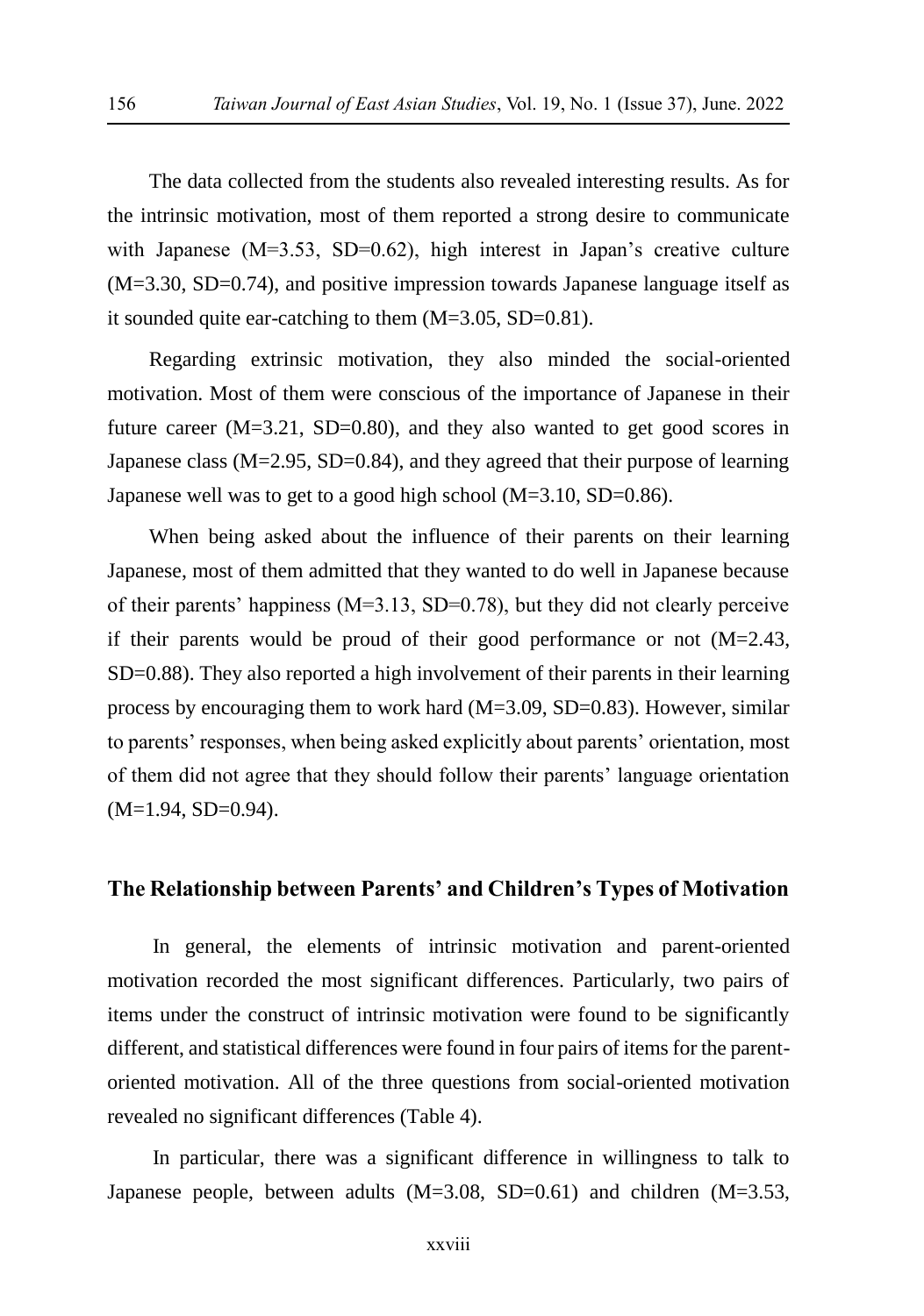The data collected from the students also revealed interesting results. As for the intrinsic motivation, most of them reported a strong desire to communicate with Japanese (M=3.53, SD=0.62), high interest in Japan's creative culture (M=3.30, SD=0.74), and positive impression towards Japanese language itself as it sounded quite ear-catching to them (M=3.05, SD=0.81).

Regarding extrinsic motivation, they also minded the social-oriented motivation. Most of them were conscious of the importance of Japanese in their future career (M=3.21, SD=0.80), and they also wanted to get good scores in Japanese class (M=2.95, SD=0.84), and they agreed that their purpose of learning Japanese well was to get to a good high school (M=3.10, SD=0.86).

When being asked about the influence of their parents on their learning Japanese, most of them admitted that they wanted to do well in Japanese because of their parents' happiness (M=3.13, SD=0.78), but they did not clearly perceive if their parents would be proud of their good performance or not (M=2.43, SD=0.88). They also reported a high involvement of their parents in their learning process by encouraging them to work hard (M=3.09, SD=0.83). However, similar to parents' responses, when being asked explicitly about parents' orientation, most of them did not agree that they should follow their parents' language orientation (M=1.94, SD=0.94).

## The Relationship between Parents' and Children's Types of Motivation

In general, the elements of intrinsic motivation and parent-oriented motivation recorded the most significant differences. Particularly, two pairs of items under the construct of intrinsic motivation were found to be significantly different, and statistical differences were found in four pairs of items for the parent-oriented motivation. All of the three questions from social-oriented motivation revealed no significant differences (Table 4).

In particular, there was a significant difference in willingness to talk to Japanese people, between adults (M=3.08, SD=0.61) and children (M=3.53,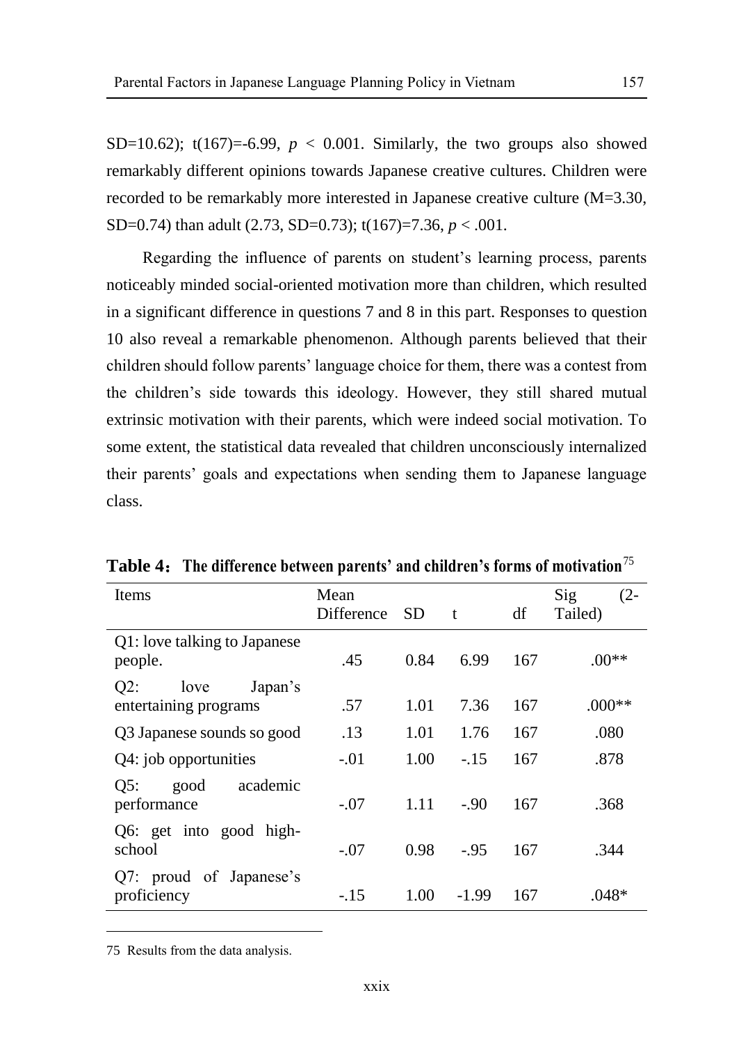SD=10.62); t(167)=-6.99, $p < 0.001$. Similarly, the two groups also showed remarkably different opinions towards Japanese creative cultures. Children were recorded to be remarkably more interested in Japanese creative culture (M=3.30, SD=0.74) than adult (2.73, SD=0.73); t(167)=7.36, $p < .001$.

Regarding the influence of parents on student's learning process, parents noticeably minded social-oriented motivation more than children, which resulted in a significant difference in questions 7 and 8 in this part. Responses to question 10 also reveal a remarkable phenomenon. Although parents believed that their children should follow parents' language choice for them, there was a contest from the children's side towards this ideology. However, they still shared mutual extrinsic motivation with their parents, which were indeed social motivation. To some extent, the statistical data revealed that children unconsciously internalized their parents' goals and expectations when sending them to Japanese language class.

**Table 4：The difference between parents' and children's forms of motivation**[75]

| Items | Mean Difference | SD | t | df | Sig (2-Tailed) |
|---|---|---|---|---|---|
| Q1: love talking to Japanese people. | .45 | 0.84 | 6.99 | 167 | .00** |
| Q2: love Japan's entertaining programs | .57 | 1.01 | 7.36 | 167 | .000** |
| Q3 Japanese sounds so good | .13 | 1.01 | 1.76 | 167 | .080 |
| Q4: job opportunities | -.01 | 1.00 | -.15 | 167 | .878 |
| Q5: good academic performance | -.07 | 1.11 | -.90 | 167 | .368 |
| Q6: get into good high-school | -.07 | 0.98 | -.95 | 167 | .344 |
| Q7: proud of Japanese's proficiency | -.15 | 1.00 | -1.99 | 167 | .048* |

75 Results from the data analysis.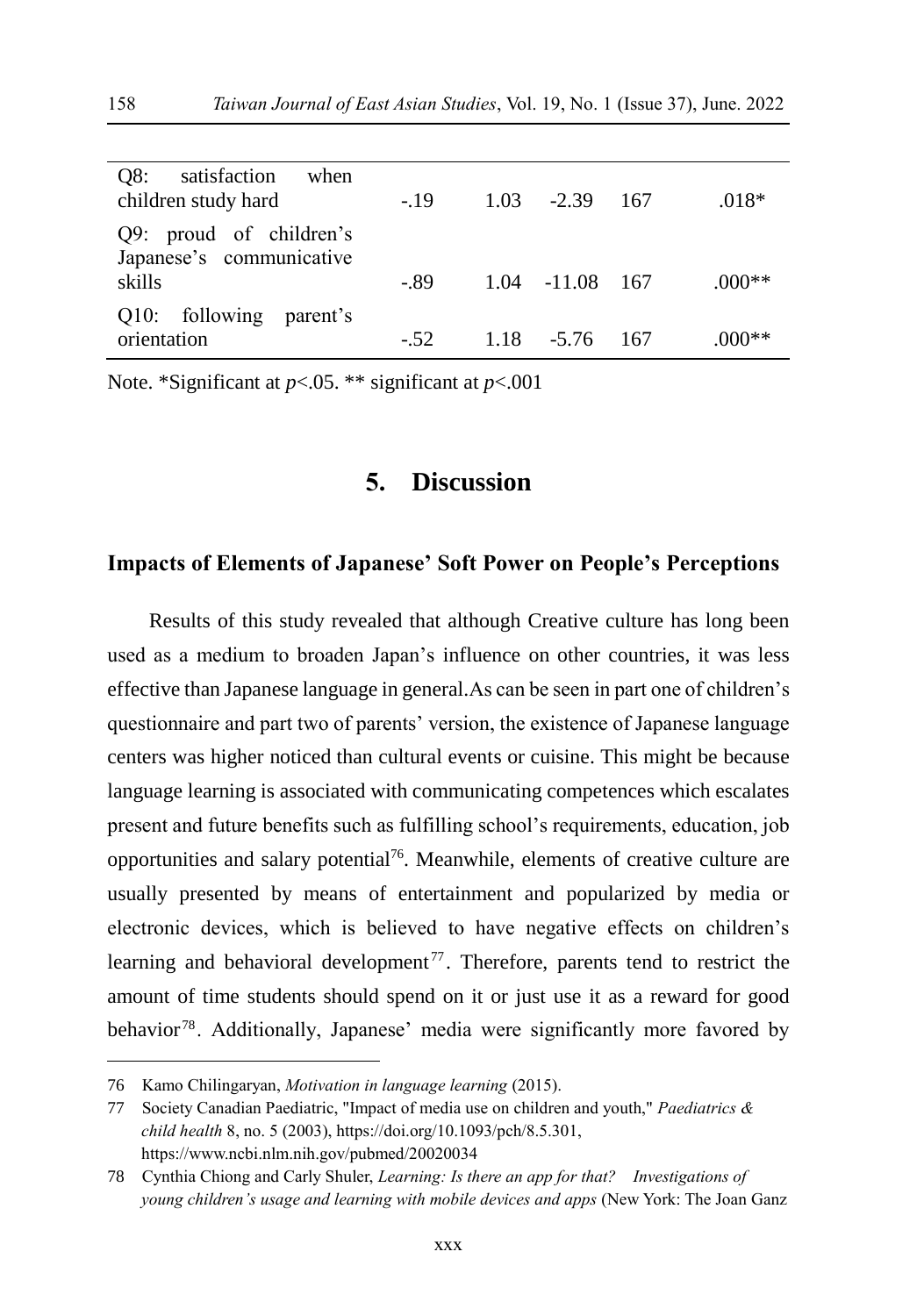| | | | | | |
|---|---|---|---|---|---|
| Q8: satisfaction when children study hard | -.19 | 1.03 | -2.39 | 167 | .018* |
| Q9: proud of children's Japanese's communicative skills | -.89 | 1.04 | -11.08 | 167 | .000** |
| Q10: following parent's orientation | -.52 | 1.18 | -5.76 | 167 | .000** |

Note. *Significant at $p$<.05. ** significant at $p$<.001

# 5. Discussion

### Impacts of Elements of Japanese' Soft Power on People's Perceptions

Results of this study revealed that although Creative culture has long been used as a medium to broaden Japan's influence on other countries, it was less effective than Japanese language in general.As can be seen in part one of children's questionnaire and part two of parents' version, the existence of Japanese language centers was higher noticed than cultural events or cuisine. This might be because language learning is associated with communicating competences which escalates present and future benefits such as fulfilling school's requirements, education, job opportunities and salary potential[76]. Meanwhile, elements of creative culture are usually presented by means of entertainment and popularized by media or electronic devices, which is believed to have negative effects on children's learning and behavioral development[77]. Therefore, parents tend to restrict the amount of time students should spend on it or just use it as a reward for good behavior[78]. Additionally, Japanese' media were significantly more favored by

---

76 Kamo Chilingaryan, *Motivation in language learning* (2015).

77 Society Canadian Paediatric, "Impact of media use on children and youth," *Paediatrics & child health* 8, no. 5 (2003), https://doi.org/10.1093/pch/8.5.301, https://www.ncbi.nlm.nih.gov/pubmed/20020034

78 Cynthia Chiong and Carly Shuler, *Learning: Is there an app for that? Investigations of young children's usage and learning with mobile devices and apps* (New York: The Joan Ganz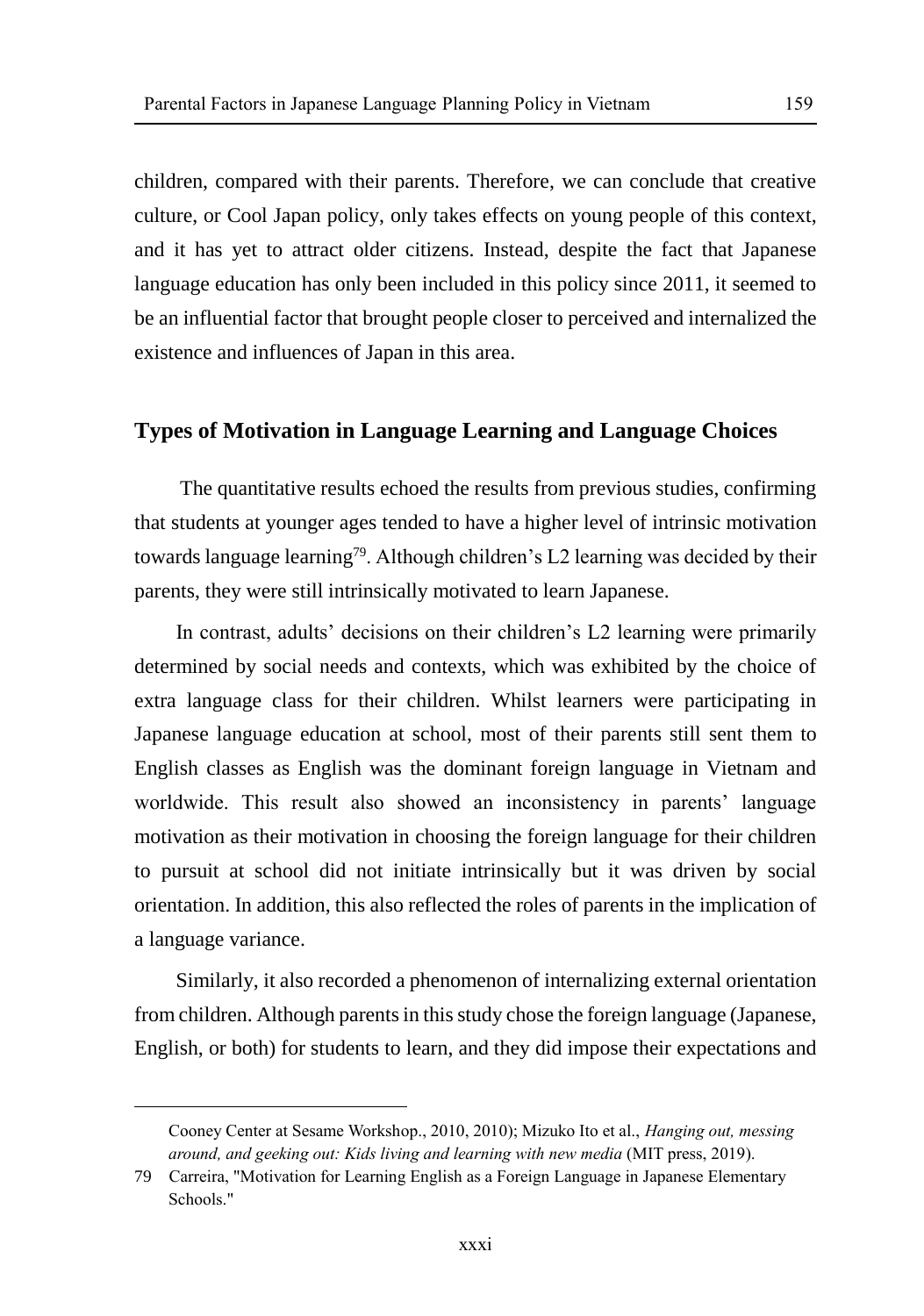children, compared with their parents. Therefore, we can conclude that creative culture, or Cool Japan policy, only takes effects on young people of this context, and it has yet to attract older citizens. Instead, despite the fact that Japanese language education has only been included in this policy since 2011, it seemed to be an influential factor that brought people closer to perceived and internalized the existence and influences of Japan in this area.

## Types of Motivation in Language Learning and Language Choices

The quantitative results echoed the results from previous studies, confirming that students at younger ages tended to have a higher level of intrinsic motivation towards language learning[79]. Although children's L2 learning was decided by their parents, they were still intrinsically motivated to learn Japanese.

In contrast, adults' decisions on their children's L2 learning were primarily determined by social needs and contexts, which was exhibited by the choice of extra language class for their children. Whilst learners were participating in Japanese language education at school, most of their parents still sent them to English classes as English was the dominant foreign language in Vietnam and worldwide. This result also showed an inconsistency in parents' language motivation as their motivation in choosing the foreign language for their children to pursuit at school did not initiate intrinsically but it was driven by social orientation. In addition, this also reflected the roles of parents in the implication of a language variance.

Similarly, it also recorded a phenomenon of internalizing external orientation from children. Although parents in this study chose the foreign language (Japanese, English, or both) for students to learn, and they did impose their expectations and

---

Cooney Center at Sesame Workshop., 2010, 2010); Mizuko Ito et al., *Hanging out, messing around, and geeking out: Kids living and learning with new media* (MIT press, 2019).

79 Carreira, "Motivation for Learning English as a Foreign Language in Japanese Elementary Schools."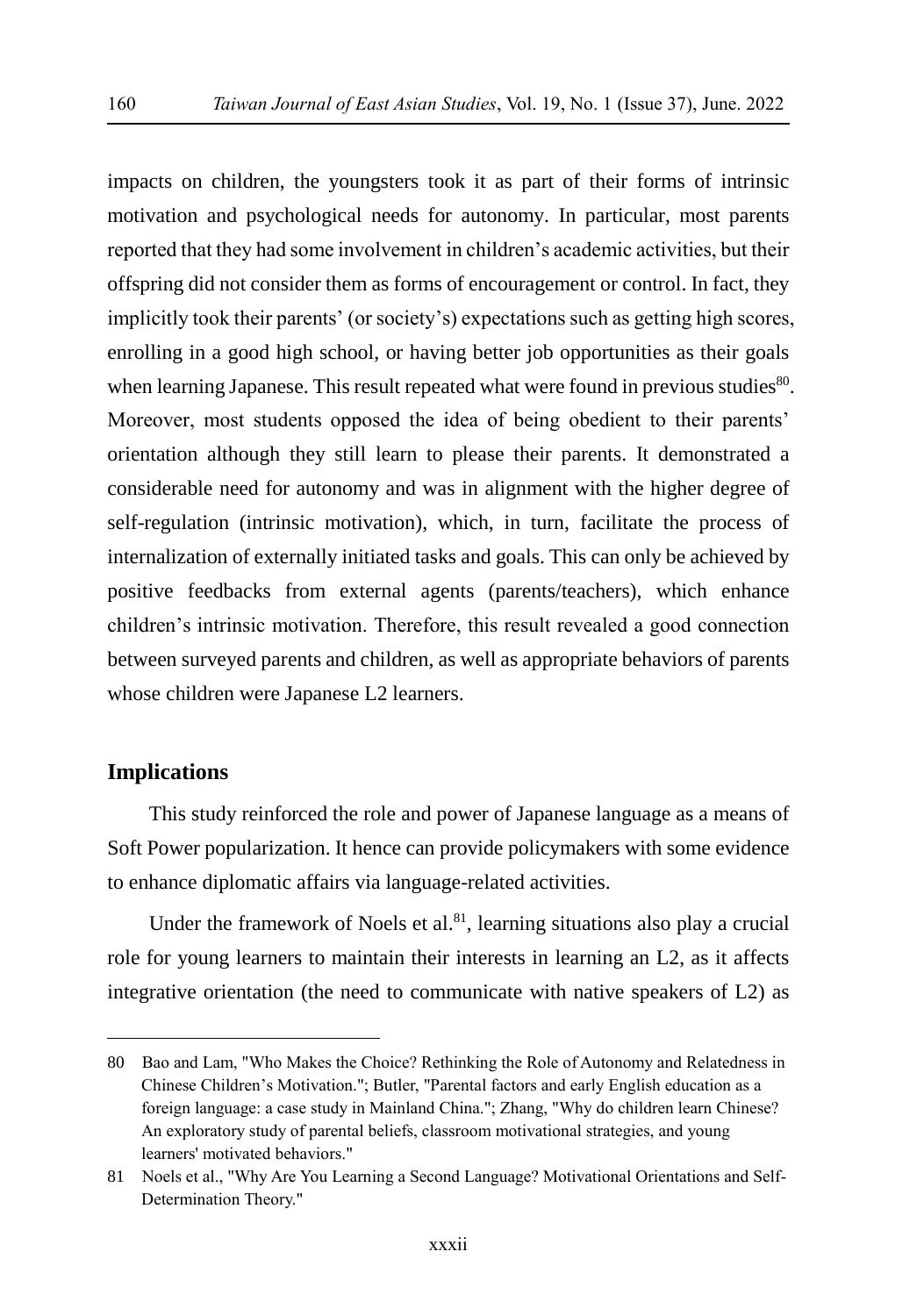impacts on children, the youngsters took it as part of their forms of intrinsic motivation and psychological needs for autonomy. In particular, most parents reported that they had some involvement in children's academic activities, but their offspring did not consider them as forms of encouragement or control. In fact, they implicitly took their parents' (or society's) expectations such as getting high scores, enrolling in a good high school, or having better job opportunities as their goals when learning Japanese. This result repeated what were found in previous studies[80]. Moreover, most students opposed the idea of being obedient to their parents' orientation although they still learn to please their parents. It demonstrated a considerable need for autonomy and was in alignment with the higher degree of self-regulation (intrinsic motivation), which, in turn, facilitate the process of internalization of externally initiated tasks and goals. This can only be achieved by positive feedbacks from external agents (parents/teachers), which enhance children's intrinsic motivation. Therefore, this result revealed a good connection between surveyed parents and children, as well as appropriate behaviors of parents whose children were Japanese L2 learners.

## Implications

This study reinforced the role and power of Japanese language as a means of Soft Power popularization. It hence can provide policymakers with some evidence to enhance diplomatic affairs via language-related activities.

Under the framework of Noels et al.[81], learning situations also play a crucial role for young learners to maintain their interests in learning an L2, as it affects integrative orientation (the need to communicate with native speakers of L2) as

---

80 Bao and Lam, "Who Makes the Choice? Rethinking the Role of Autonomy and Relatedness in Chinese Children's Motivation."; Butler, "Parental factors and early English education as a foreign language: a case study in Mainland China."; Zhang, "Why do children learn Chinese? An exploratory study of parental beliefs, classroom motivational strategies, and young learners' motivated behaviors."

81 Noels et al., "Why Are You Learning a Second Language? Motivational Orientations and Self-Determination Theory."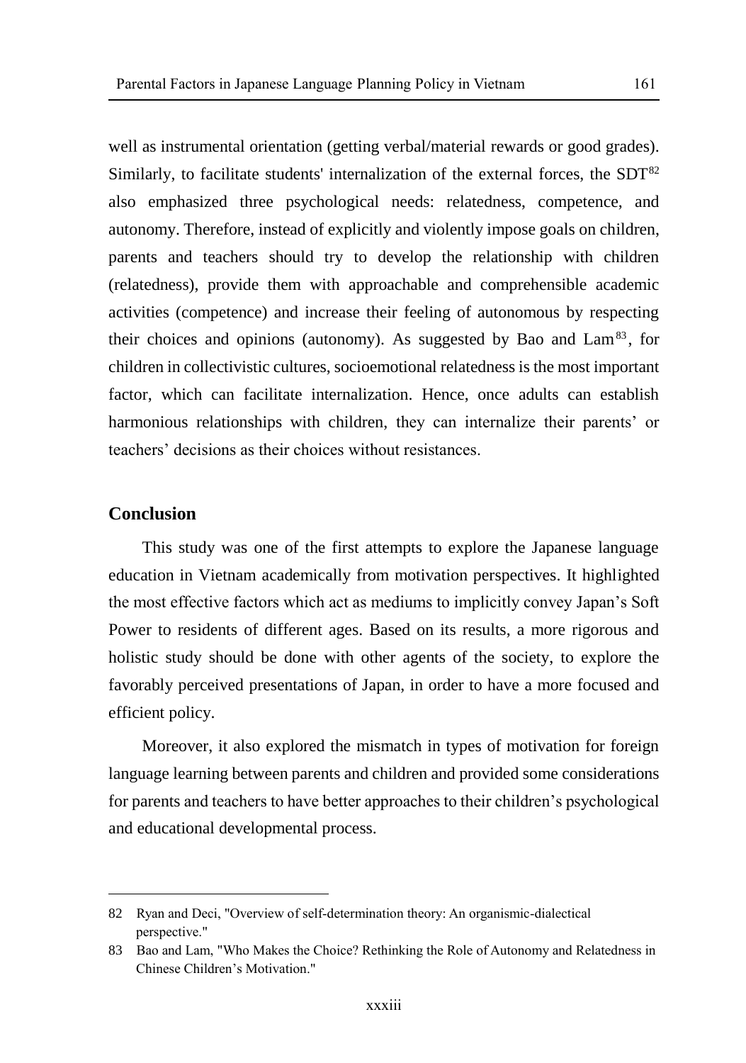well as instrumental orientation (getting verbal/material rewards or good grades). Similarly, to facilitate students' internalization of the external forces, the SDT[82] also emphasized three psychological needs: relatedness, competence, and autonomy. Therefore, instead of explicitly and violently impose goals on children, parents and teachers should try to develop the relationship with children (relatedness), provide them with approachable and comprehensible academic activities (competence) and increase their feeling of autonomous by respecting their choices and opinions (autonomy). As suggested by Bao and Lam[83], for children in collectivistic cultures, socioemotional relatedness is the most important factor, which can facilitate internalization. Hence, once adults can establish harmonious relationships with children, they can internalize their parents' or teachers' decisions as their choices without resistances.

## Conclusion

This study was one of the first attempts to explore the Japanese language education in Vietnam academically from motivation perspectives. It highlighted the most effective factors which act as mediums to implicitly convey Japan's Soft Power to residents of different ages. Based on its results, a more rigorous and holistic study should be done with other agents of the society, to explore the favorably perceived presentations of Japan, in order to have a more focused and efficient policy.

Moreover, it also explored the mismatch in types of motivation for foreign language learning between parents and children and provided some considerations for parents and teachers to have better approaches to their children's psychological and educational developmental process.

---

82 Ryan and Deci, "Overview of self-determination theory: An organismic-dialectical perspective."

83 Bao and Lam, "Who Makes the Choice? Rethinking the Role of Autonomy and Relatedness in Chinese Children's Motivation."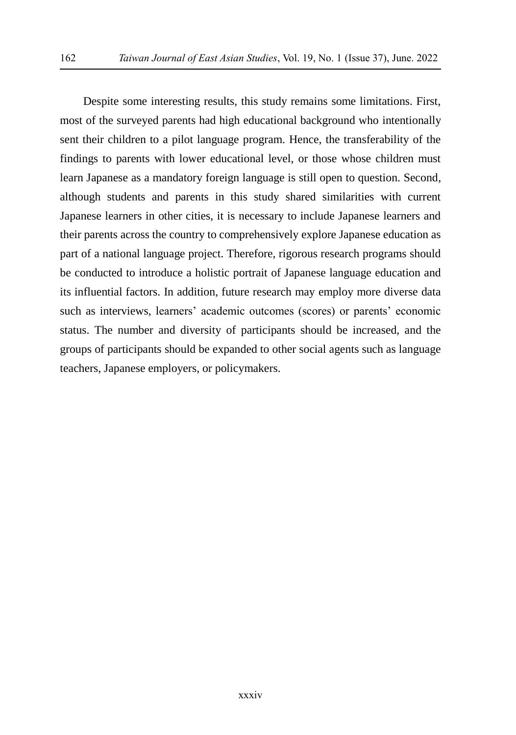Despite some interesting results, this study remains some limitations. First, most of the surveyed parents had high educational background who intentionally sent their children to a pilot language program. Hence, the transferability of the findings to parents with lower educational level, or those whose children must learn Japanese as a mandatory foreign language is still open to question. Second, although students and parents in this study shared similarities with current Japanese learners in other cities, it is necessary to include Japanese learners and their parents across the country to comprehensively explore Japanese education as part of a national language project. Therefore, rigorous research programs should be conducted to introduce a holistic portrait of Japanese language education and its influential factors. In addition, future research may employ more diverse data such as interviews, learners' academic outcomes (scores) or parents' economic status. The number and diversity of participants should be increased, and the groups of participants should be expanded to other social agents such as language teachers, Japanese employers, or policymakers.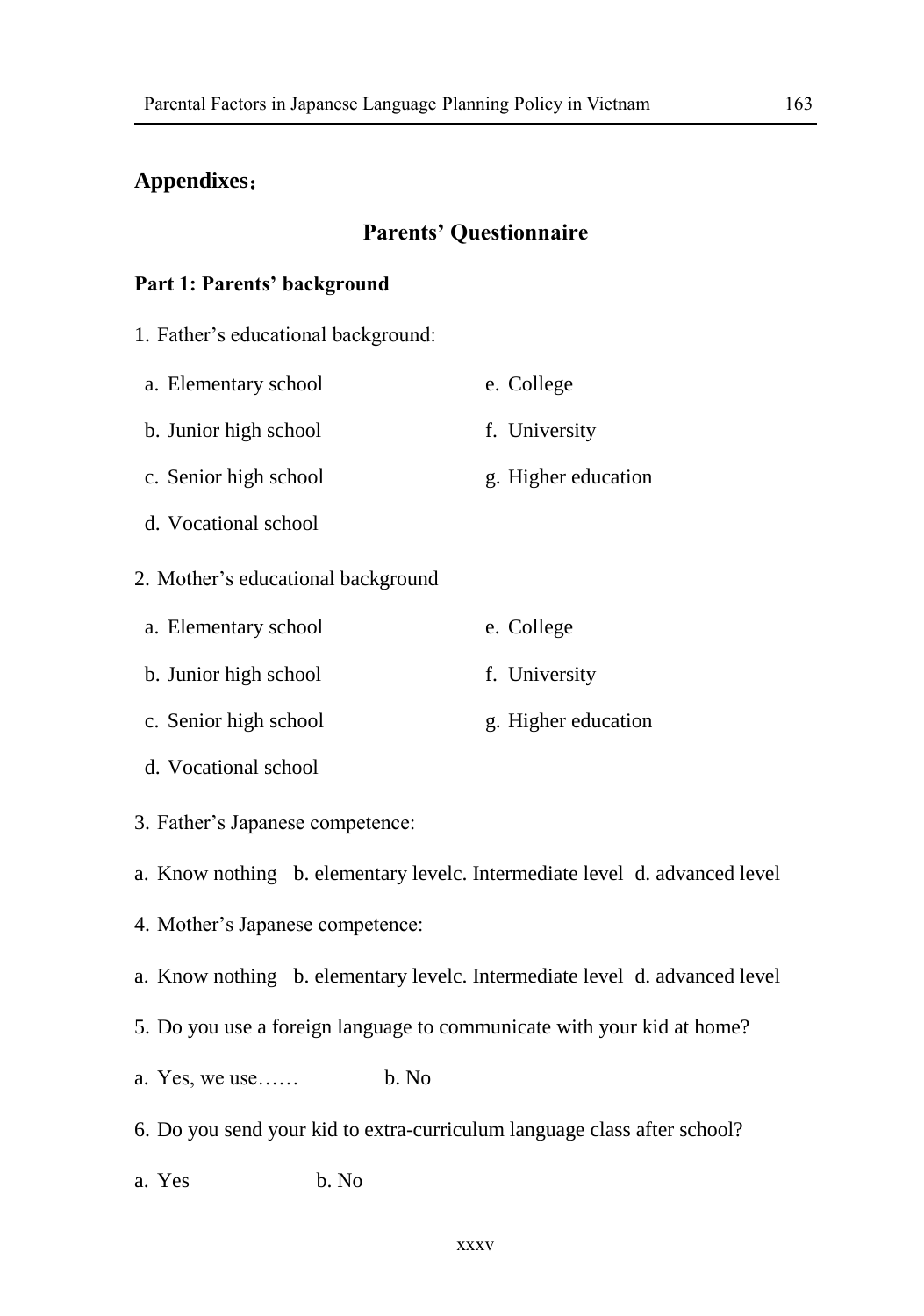## Appendixes：

### Parents' Questionnaire

**Part 1: Parents' background**

1. Father's educational background:

a. Elementary school
b. Junior high school
c. Senior high school
d. Vocational school
e. College
f. University
g. Higher education

2. Mother's educational background

a. Elementary school
b. Junior high school
c. Senior high school
d. Vocational school
e. College
f. University
g. Higher education

3. Father's Japanese competence:

a. Know nothing b. elementary levelc. Intermediate level d. advanced level

4. Mother's Japanese competence:

a. Know nothing b. elementary levelc. Intermediate level d. advanced level

5. Do you use a foreign language to communicate with your kid at home?

a. Yes, we use…… b. No

6. Do you send your kid to extra-curriculum language class after school?

a. Yes b. No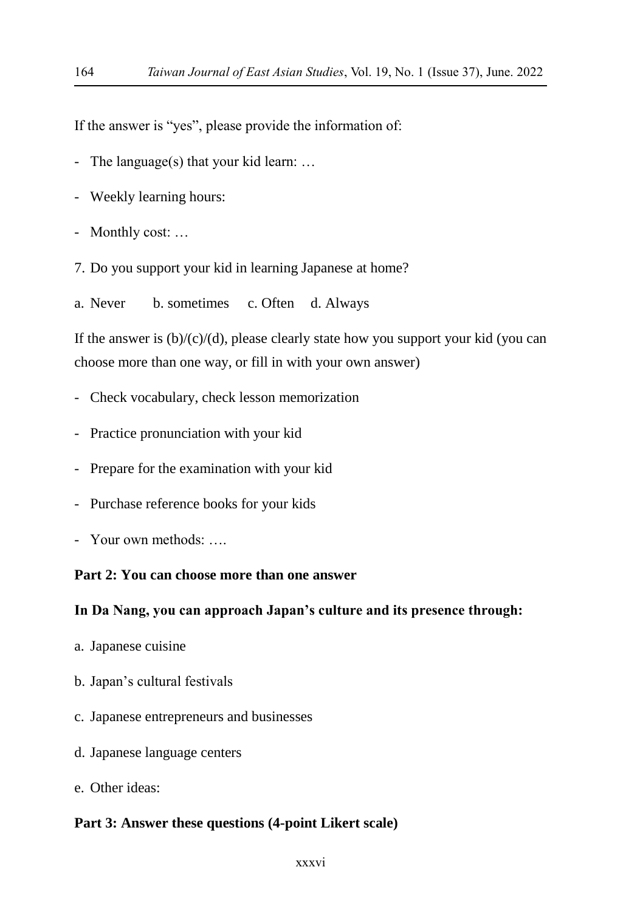If the answer is "yes", please provide the information of:

- The language(s) that your kid learn: …
- Weekly learning hours:
- Monthly cost: …

7. Do you support your kid in learning Japanese at home?

a. Never  b. sometimes  c. Often  d. Always

If the answer is (b)/(c)/(d), please clearly state how you support your kid (you can choose more than one way, or fill in with your own answer)

- Check vocabulary, check lesson memorization
- Practice pronunciation with your kid
- Prepare for the examination with your kid
- Purchase reference books for your kids
- Your own methods: ….

**Part 2: You can choose more than one answer**

**In Da Nang, you can approach Japan's culture and its presence through:**

a. Japanese cuisine

b. Japan's cultural festivals

c. Japanese entrepreneurs and businesses

d. Japanese language centers

e. Other ideas:

**Part 3: Answer these questions (4-point Likert scale)**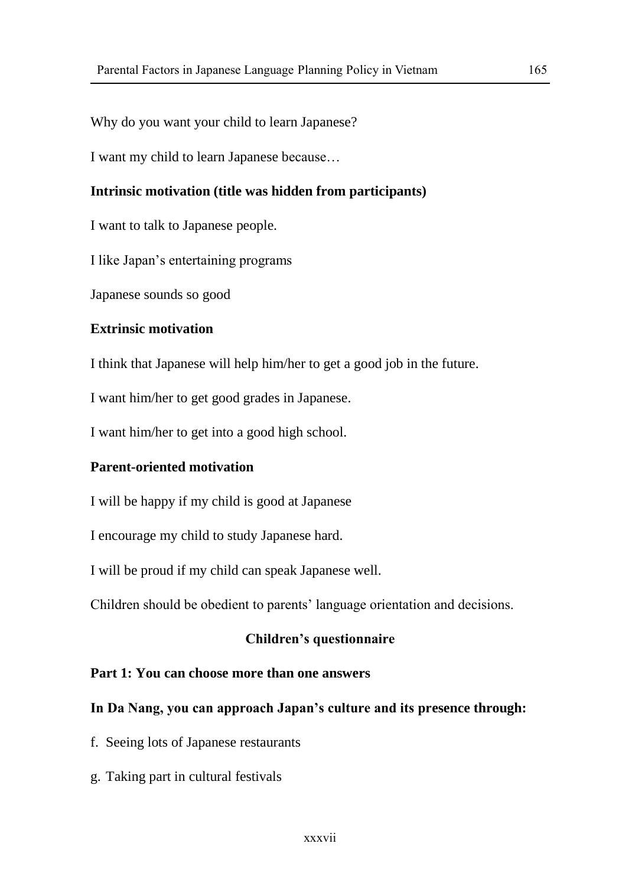Why do you want your child to learn Japanese?

I want my child to learn Japanese because…

**Intrinsic motivation (title was hidden from participants)**

I want to talk to Japanese people.

I like Japan's entertaining programs

Japanese sounds so good

**Extrinsic motivation**

I think that Japanese will help him/her to get a good job in the future.

I want him/her to get good grades in Japanese.

I want him/her to get into a good high school.

**Parent-oriented motivation**

I will be happy if my child is good at Japanese

I encourage my child to study Japanese hard.

I will be proud if my child can speak Japanese well.

Children should be obedient to parents' language orientation and decisions.

**Children's questionnaire**

**Part 1: You can choose more than one answers**

**In Da Nang, you can approach Japan's culture and its presence through:**

f. Seeing lots of Japanese restaurants

g. Taking part in cultural festivals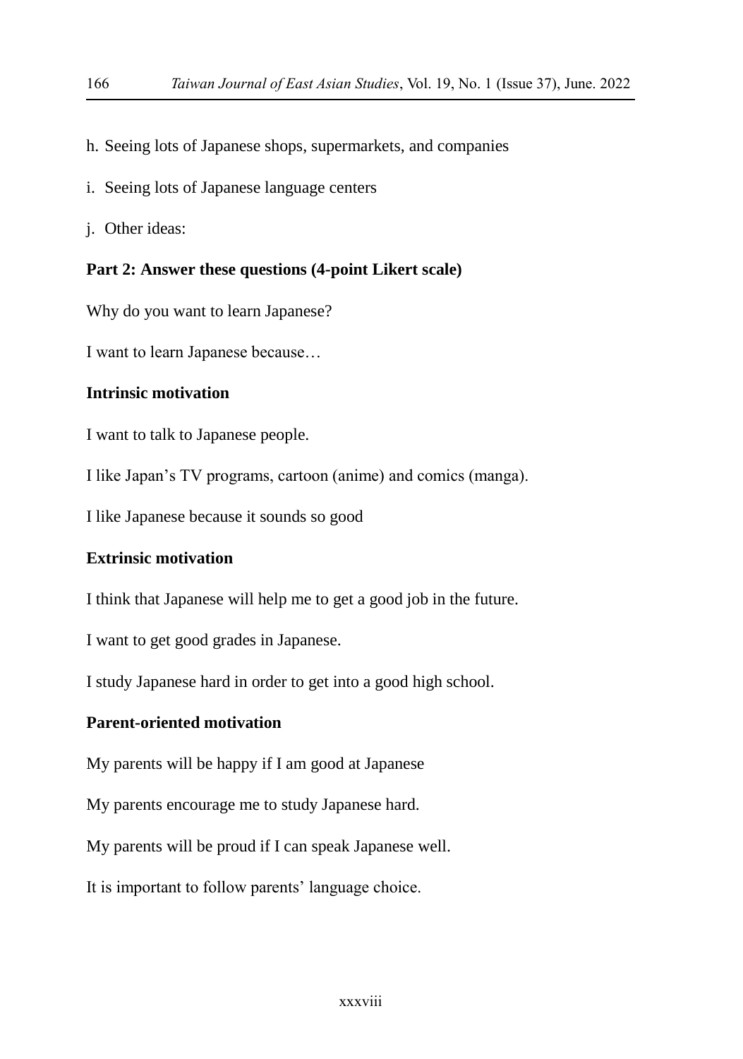h. Seeing lots of Japanese shops, supermarkets, and companies

i. Seeing lots of Japanese language centers

j. Other ideas:

**Part 2: Answer these questions (4-point Likert scale)**

Why do you want to learn Japanese?

I want to learn Japanese because…

**Intrinsic motivation**

I want to talk to Japanese people.

I like Japan’s TV programs, cartoon (anime) and comics (manga).

I like Japanese because it sounds so good

**Extrinsic motivation**

I think that Japanese will help me to get a good job in the future.

I want to get good grades in Japanese.

I study Japanese hard in order to get into a good high school.

**Parent-oriented motivation**

My parents will be happy if I am good at Japanese

My parents encourage me to study Japanese hard.

My parents will be proud if I can speak Japanese well.

It is important to follow parents’ language choice.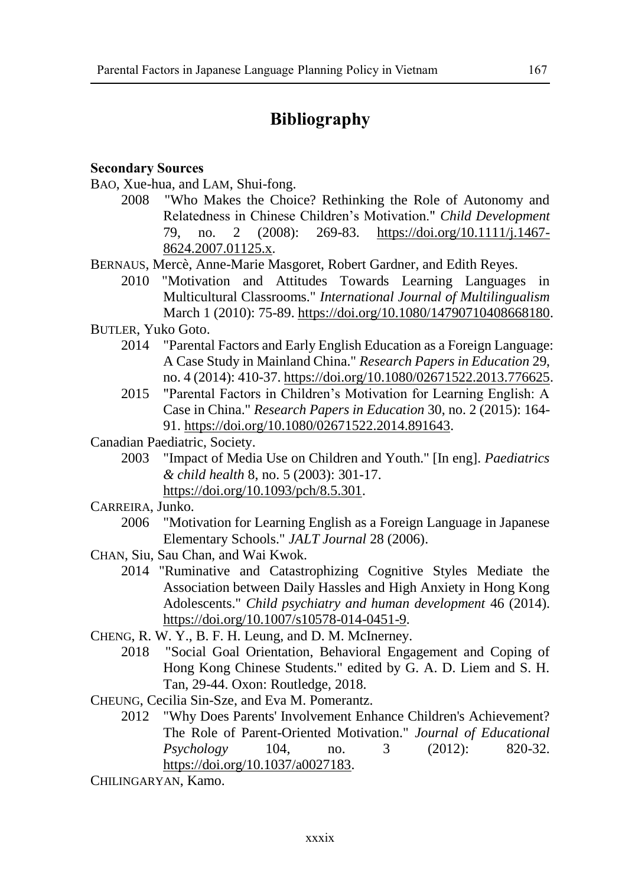# Bibliography

**Secondary Sources**

BAO, Xue-hua, and LAM, Shui-fong.

2008 "Who Makes the Choice? Rethinking the Role of Autonomy and Relatedness in Chinese Children's Motivation." *Child Development* 79, no. 2 (2008): 269-83. https://doi.org/10.1111/j.1467-8624.2007.01125.x.

BERNAUS, Mercè, Anne-Marie Masgoret, Robert Gardner, and Edith Reyes.

2010 "Motivation and Attitudes Towards Learning Languages in Multicultural Classrooms." *International Journal of Multilingualism* March 1 (2010): 75-89. https://doi.org/10.1080/14790710408668180.

BUTLER, Yuko Goto.

2014 "Parental Factors and Early English Education as a Foreign Language: A Case Study in Mainland China." *Research Papers in Education* 29, no. 4 (2014): 410-37. https://doi.org/10.1080/02671522.2013.776625.

2015 "Parental Factors in Children's Motivation for Learning English: A Case in China." *Research Papers in Education* 30, no. 2 (2015): 164-91. https://doi.org/10.1080/02671522.2014.891643.

Canadian Paediatric, Society.

2003 "Impact of Media Use on Children and Youth." [In eng]. *Paediatrics & child health* 8, no. 5 (2003): 301-17. https://doi.org/10.1093/pch/8.5.301.

CARREIRA, Junko.

2006 "Motivation for Learning English as a Foreign Language in Japanese Elementary Schools." *JALT Journal* 28 (2006).

CHAN, Siu, Sau Chan, and Wai Kwok.

2014 "Ruminative and Catastrophizing Cognitive Styles Mediate the Association between Daily Hassles and High Anxiety in Hong Kong Adolescents." *Child psychiatry and human development* 46 (2014). https://doi.org/10.1007/s10578-014-0451-9.

CHENG, R. W. Y., B. F. H. Leung, and D. M. McInerney.

2018 "Social Goal Orientation, Behavioral Engagement and Coping of Hong Kong Chinese Students." edited by G. A. D. Liem and S. H. Tan, 29-44. Oxon: Routledge, 2018.

CHEUNG, Cecilia Sin-Sze, and Eva M. Pomerantz.

2012 "Why Does Parents' Involvement Enhance Children's Achievement? The Role of Parent-Oriented Motivation." *Journal of Educational Psychology* 104, no. 3 (2012): 820-32. https://doi.org/10.1037/a0027183.

CHILINGARYAN, Kamo.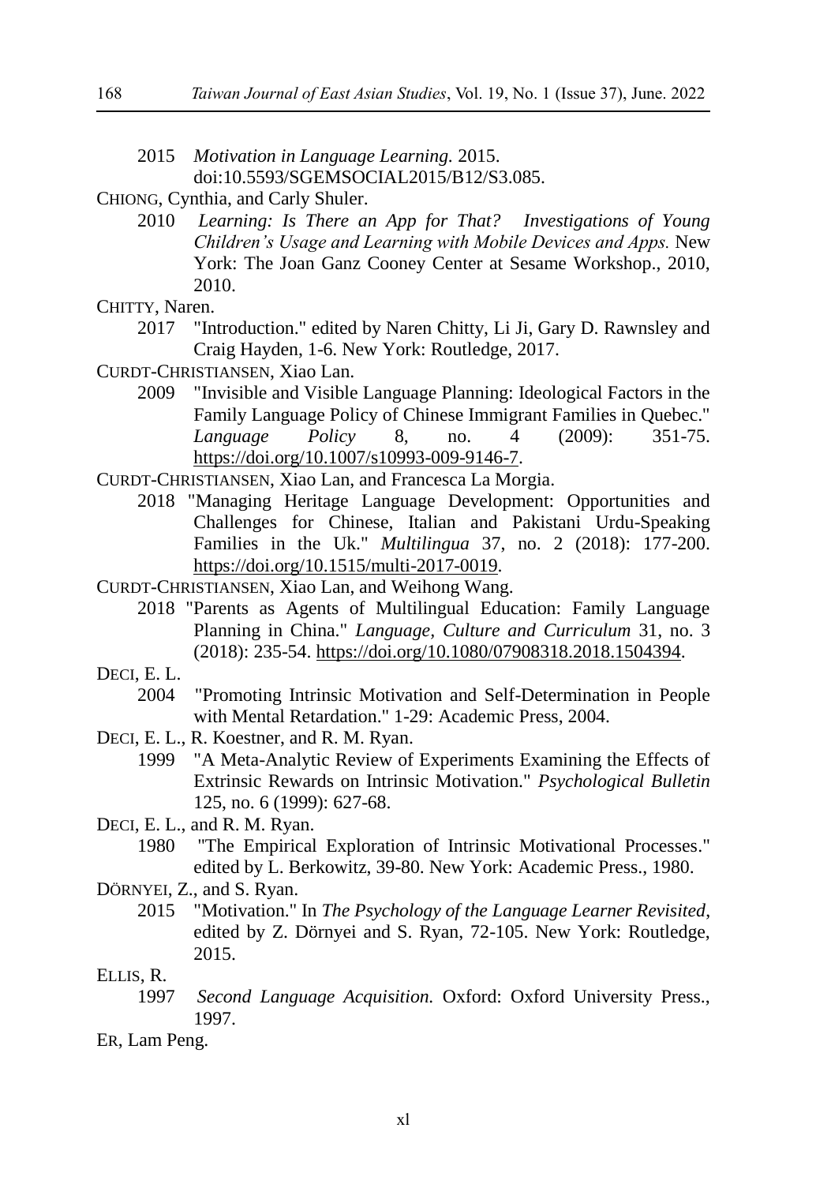2015 *Motivation in Language Learning.* 2015. doi:10.5593/SGEMSOCIAL2015/B12/S3.085.

CHIONG, Cynthia, and Carly Shuler.

2010 *Learning: Is There an App for That? Investigations of Young Children's Usage and Learning with Mobile Devices and Apps.* New York: The Joan Ganz Cooney Center at Sesame Workshop., 2010, 2010.

CHITTY, Naren.

2017 "Introduction." edited by Naren Chitty, Li Ji, Gary D. Rawnsley and Craig Hayden, 1-6. New York: Routledge, 2017.

CURDT-CHRISTIANSEN, Xiao Lan.

2009 "Invisible and Visible Language Planning: Ideological Factors in the Family Language Policy of Chinese Immigrant Families in Quebec." *Language Policy* 8, no. 4 (2009): 351-75. https://doi.org/10.1007/s10993-009-9146-7.

CURDT-CHRISTIANSEN, Xiao Lan, and Francesca La Morgia.

2018 "Managing Heritage Language Development: Opportunities and Challenges for Chinese, Italian and Pakistani Urdu-Speaking Families in the Uk." *Multilingua* 37, no. 2 (2018): 177-200. https://doi.org/10.1515/multi-2017-0019.

CURDT-CHRISTIANSEN, Xiao Lan, and Weihong Wang.

2018 "Parents as Agents of Multilingual Education: Family Language Planning in China." *Language, Culture and Curriculum* 31, no. 3 (2018): 235-54. https://doi.org/10.1080/07908318.2018.1504394.

DECI, E. L.

2004 "Promoting Intrinsic Motivation and Self-Determination in People with Mental Retardation." 1-29: Academic Press, 2004.

DECI, E. L., R. Koestner, and R. M. Ryan.

1999 "A Meta-Analytic Review of Experiments Examining the Effects of Extrinsic Rewards on Intrinsic Motivation." *Psychological Bulletin* 125, no. 6 (1999): 627-68.

DECI, E. L., and R. M. Ryan.

1980 "The Empirical Exploration of Intrinsic Motivational Processes." edited by L. Berkowitz, 39-80. New York: Academic Press., 1980.

DÖRNYEI, Z., and S. Ryan.

2015 "Motivation." In *The Psychology of the Language Learner Revisited*, edited by Z. Dörnyei and S. Ryan, 72-105. New York: Routledge, 2015.

ELLIS, R.

1997 *Second Language Acquisition.* Oxford: Oxford University Press., 1997.

ER, Lam Peng.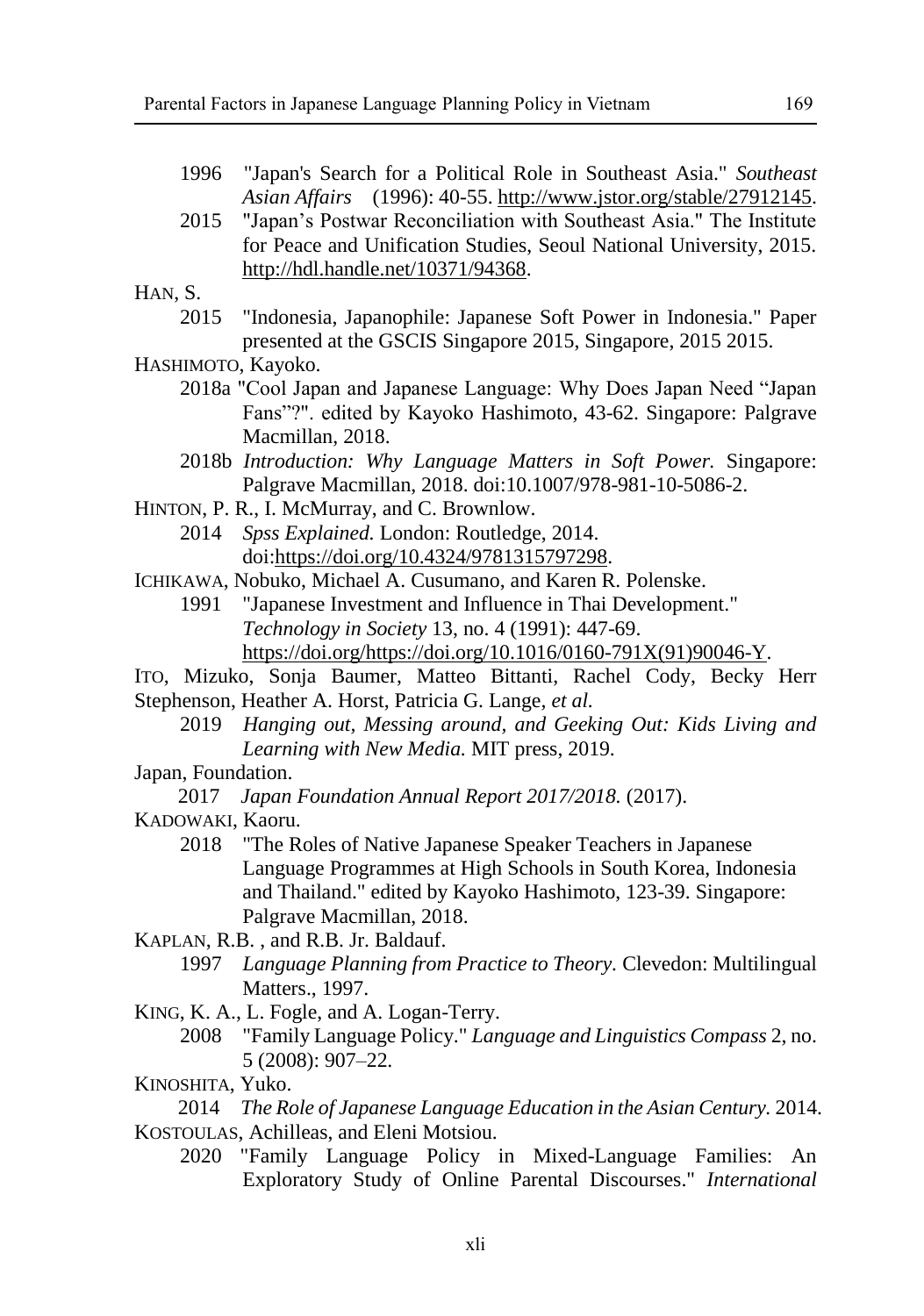1996 "Japan's Search for a Political Role in Southeast Asia." *Southeast Asian Affairs* (1996): 40-55. http://www.jstor.org/stable/27912145.

2015 "Japan's Postwar Reconciliation with Southeast Asia." The Institute for Peace and Unification Studies, Seoul National University, 2015. http://hdl.handle.net/10371/94368.

HAN, S.

2015 "Indonesia, Japanophile: Japanese Soft Power in Indonesia." Paper presented at the GSCIS Singapore 2015, Singapore, 2015 2015.

HASHIMOTO, Kayoko.

2018a "Cool Japan and Japanese Language: Why Does Japan Need "Japan Fans"?". edited by Kayoko Hashimoto, 43-62. Singapore: Palgrave Macmillan, 2018.

2018b *Introduction: Why Language Matters in Soft Power.* Singapore: Palgrave Macmillan, 2018. doi:10.1007/978-981-10-5086-2.

HINTON, P. R., I. McMurray, and C. Brownlow.

2014 *Spss Explained.* London: Routledge, 2014. doi:https://doi.org/10.4324/9781315797298.

ICHIKAWA, Nobuko, Michael A. Cusumano, and Karen R. Polenske.

1991 "Japanese Investment and Influence in Thai Development." *Technology in Society* 13, no. 4 (1991): 447-69. https://doi.org/https://doi.org/10.1016/0160-791X(91)90046-Y.

ITO, Mizuko, Sonja Baumer, Matteo Bittanti, Rachel Cody, Becky Herr Stephenson, Heather A. Horst, Patricia G. Lange, *et al.*

2019 *Hanging out, Messing around, and Geeking Out: Kids Living and Learning with New Media.* MIT press, 2019.

Japan, Foundation.

2017 *Japan Foundation Annual Report 2017/2018.* (2017).

KADOWAKI, Kaoru.

2018 "The Roles of Native Japanese Speaker Teachers in Japanese Language Programmes at High Schools in South Korea, Indonesia and Thailand." edited by Kayoko Hashimoto, 123-39. Singapore: Palgrave Macmillan, 2018.

KAPLAN, R.B. , and R.B. Jr. Baldauf.

1997 *Language Planning from Practice to Theory.* Clevedon: Multilingual Matters., 1997.

KING, K. A., L. Fogle, and A. Logan-Terry.

2008 "Family Language Policy." *Language and Linguistics Compass* 2, no. 5 (2008): 907–22.

KINOSHITA, Yuko.

2014 *The Role of Japanese Language Education in the Asian Century.* 2014.

KOSTOULAS, Achilleas, and Eleni Motsiou.

2020 "Family Language Policy in Mixed-Language Families: An Exploratory Study of Online Parental Discourses." *International*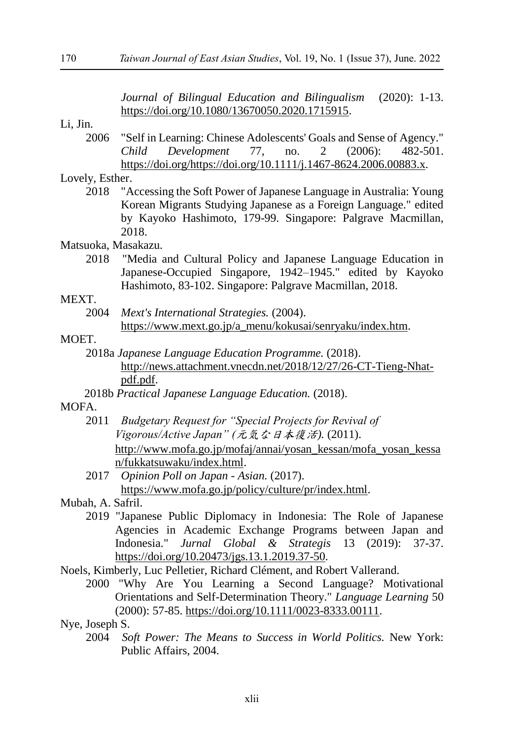*Journal of Bilingual Education and Bilingualism* (2020): 1-13. https://doi.org/10.1080/13670050.2020.1715915.

Li, Jin.

2006 "Self in Learning: Chinese Adolescents' Goals and Sense of Agency." *Child Development* 77, no. 2 (2006): 482-501. https://doi.org/https://doi.org/10.1111/j.1467-8624.2006.00883.x.

Lovely, Esther.

2018 "Accessing the Soft Power of Japanese Language in Australia: Young Korean Migrants Studying Japanese as a Foreign Language." edited by Kayoko Hashimoto, 179-99. Singapore: Palgrave Macmillan, 2018.

Matsuoka, Masakazu.

2018 "Media and Cultural Policy and Japanese Language Education in Japanese-Occupied Singapore, 1942–1945." edited by Kayoko Hashimoto, 83-102. Singapore: Palgrave Macmillan, 2018.

MEXT.

2004 *Mext's International Strategies.* (2004). https://www.mext.go.jp/a_menu/kokusai/senryaku/index.htm.

MOET.

2018a *Japanese Language Education Programme.* (2018). http://news.attachment.vnecdn.net/2018/12/27/26-CT-Tieng-Nhat-pdf.pdf.

2018b *Practical Japanese Language Education.* (2018).

MOFA.

2011 *Budgetary Request for "Special Projects for Revival of Vigorous/Active Japan" (元気な日本復活).* (2011). http://www.mofa.go.jp/mofaj/annai/yosan_kessan/mofa_yosan_kessan/fukkatsuwaku/index.html.

2017 *Opinion Poll on Japan - Asian.* (2017). https://www.mofa.go.jp/policy/culture/pr/index.html.

Mubah, A. Safril.

2019 "Japanese Public Diplomacy in Indonesia: The Role of Japanese Agencies in Academic Exchange Programs between Japan and Indonesia." *Jurnal Global & Strategis* 13 (2019): 37-37. https://doi.org/10.20473/jgs.13.1.2019.37-50.

Noels, Kimberly, Luc Pelletier, Richard Clément, and Robert Vallerand.

2000 "Why Are You Learning a Second Language? Motivational Orientations and Self-Determination Theory." *Language Learning* 50 (2000): 57-85. https://doi.org/10.1111/0023-8333.00111.

Nye, Joseph S.

2004 *Soft Power: The Means to Success in World Politics.* New York: Public Affairs, 2004.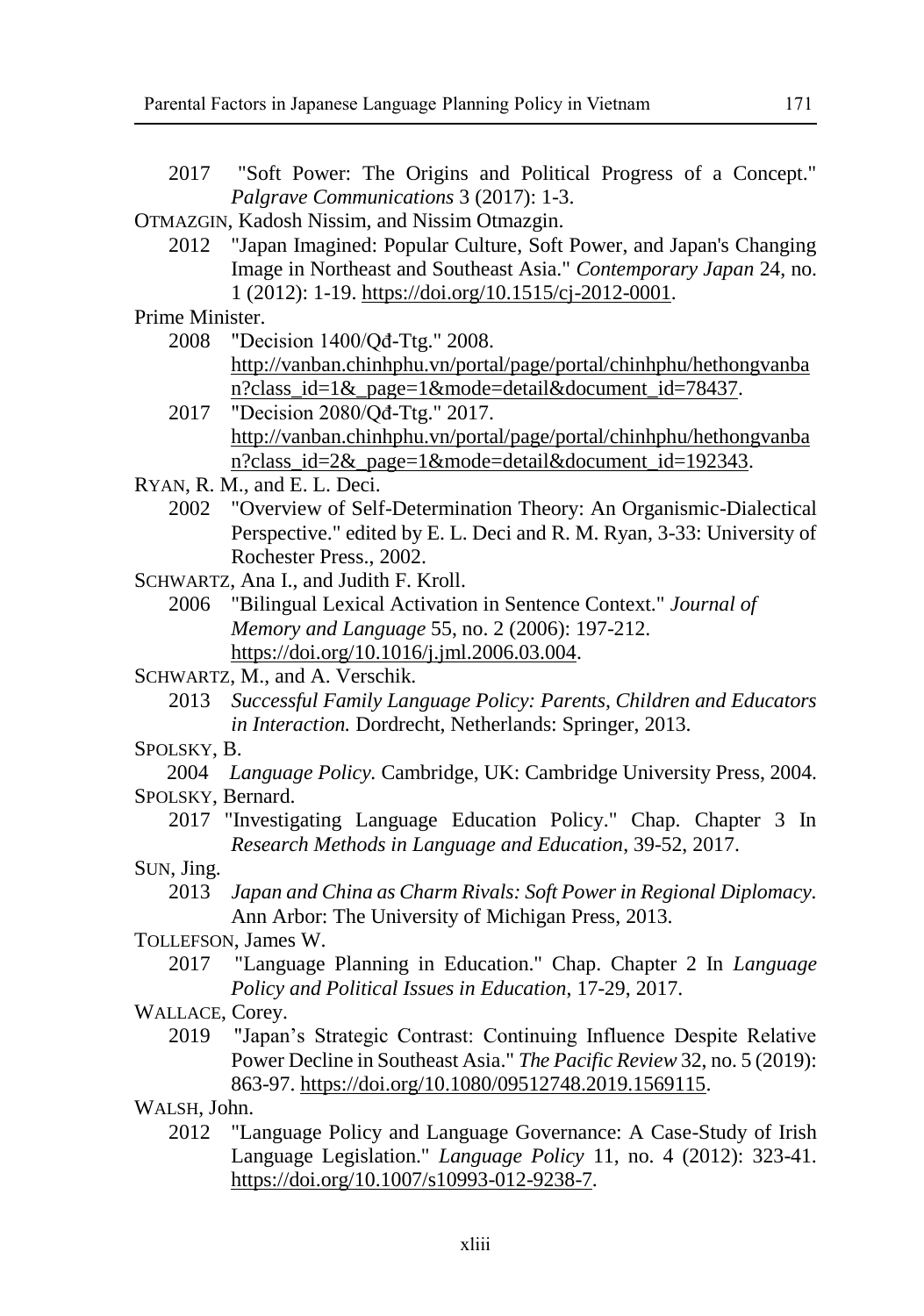2017 "Soft Power: The Origins and Political Progress of a Concept." *Palgrave Communications* 3 (2017): 1-3.

OTMAZGIN, Kadosh Nissim, and Nissim Otmazgin.

2012 "Japan Imagined: Popular Culture, Soft Power, and Japan's Changing Image in Northeast and Southeast Asia." *Contemporary Japan* 24, no. 1 (2012): 1-19. https://doi.org/10.1515/cj-2012-0001.

Prime Minister.

2008 "Decision 1400/Qđ-Ttg." 2008. http://vanban.chinhphu.vn/portal/page/portal/chinhphu/hethongvanban?class_id=1&_page=1&mode=detail&document_id=78437.

2017 "Decision 2080/Qđ-Ttg." 2017. http://vanban.chinhphu.vn/portal/page/portal/chinhphu/hethongvanban?class_id=2&_page=1&mode=detail&document_id=192343.

RYAN, R. M., and E. L. Deci.

2002 "Overview of Self-Determination Theory: An Organismic-Dialectical Perspective." edited by E. L. Deci and R. M. Ryan, 3-33: University of Rochester Press., 2002.

SCHWARTZ, Ana I., and Judith F. Kroll.

2006 "Bilingual Lexical Activation in Sentence Context." *Journal of Memory and Language* 55, no. 2 (2006): 197-212. https://doi.org/10.1016/j.jml.2006.03.004.

SCHWARTZ, M., and A. Verschik.

2013 *Successful Family Language Policy: Parents, Children and Educators in Interaction.* Dordrecht, Netherlands: Springer, 2013.

SPOLSKY, B.

2004 *Language Policy.* Cambridge, UK: Cambridge University Press, 2004.

SPOLSKY, Bernard.

2017 "Investigating Language Education Policy." Chap. Chapter 3 In *Research Methods in Language and Education*, 39-52, 2017.

SUN, Jing.

2013 *Japan and China as Charm Rivals: Soft Power in Regional Diplomacy.* Ann Arbor: The University of Michigan Press, 2013.

TOLLEFSON, James W.

2017 "Language Planning in Education." Chap. Chapter 2 In *Language Policy and Political Issues in Education*, 17-29, 2017.

WALLACE, Corey.

2019 "Japan's Strategic Contrast: Continuing Influence Despite Relative Power Decline in Southeast Asia." *The Pacific Review* 32, no. 5 (2019): 863-97. https://doi.org/10.1080/09512748.2019.1569115.

WALSH, John.

2012 "Language Policy and Language Governance: A Case-Study of Irish Language Legislation." *Language Policy* 11, no. 4 (2012): 323-41. https://doi.org/10.1007/s10993-012-9238-7.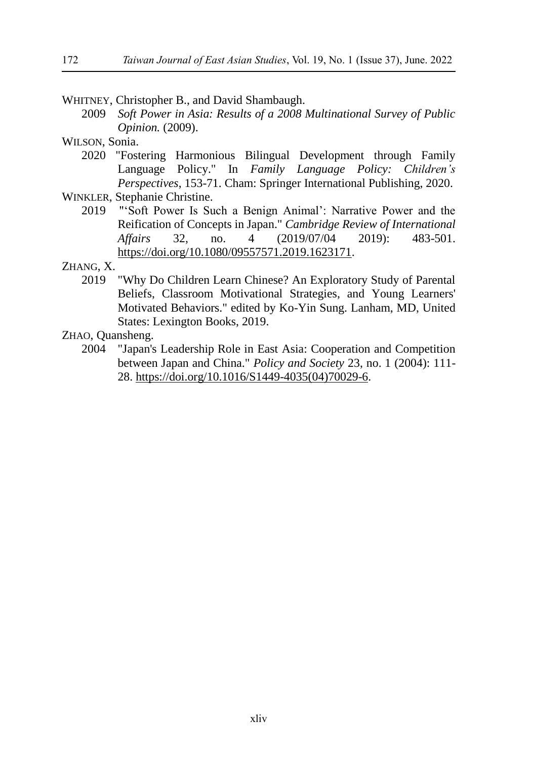WHITNEY, Christopher B., and David Shambaugh.

2009 *Soft Power in Asia: Results of a 2008 Multinational Survey of Public Opinion.* (2009).

WILSON, Sonia.

2020 "Fostering Harmonious Bilingual Development through Family Language Policy." In *Family Language Policy: Children's Perspectives*, 153-71. Cham: Springer International Publishing, 2020.

WINKLER, Stephanie Christine.

2019 "'Soft Power Is Such a Benign Animal': Narrative Power and the Reification of Concepts in Japan." *Cambridge Review of International Affairs* 32, no. 4 (2019/07/04 2019): 483-501. https://doi.org/10.1080/09557571.2019.1623171.

ZHANG, X.

2019 "Why Do Children Learn Chinese? An Exploratory Study of Parental Beliefs, Classroom Motivational Strategies, and Young Learners' Motivated Behaviors." edited by Ko-Yin Sung. Lanham, MD, United States: Lexington Books, 2019.

ZHAO, Quansheng.

2004 "Japan's Leadership Role in East Asia: Cooperation and Competition between Japan and China." *Policy and Society* 23, no. 1 (2004): 111-28. https://doi.org/10.1016/S1449-4035(04)70029-6.